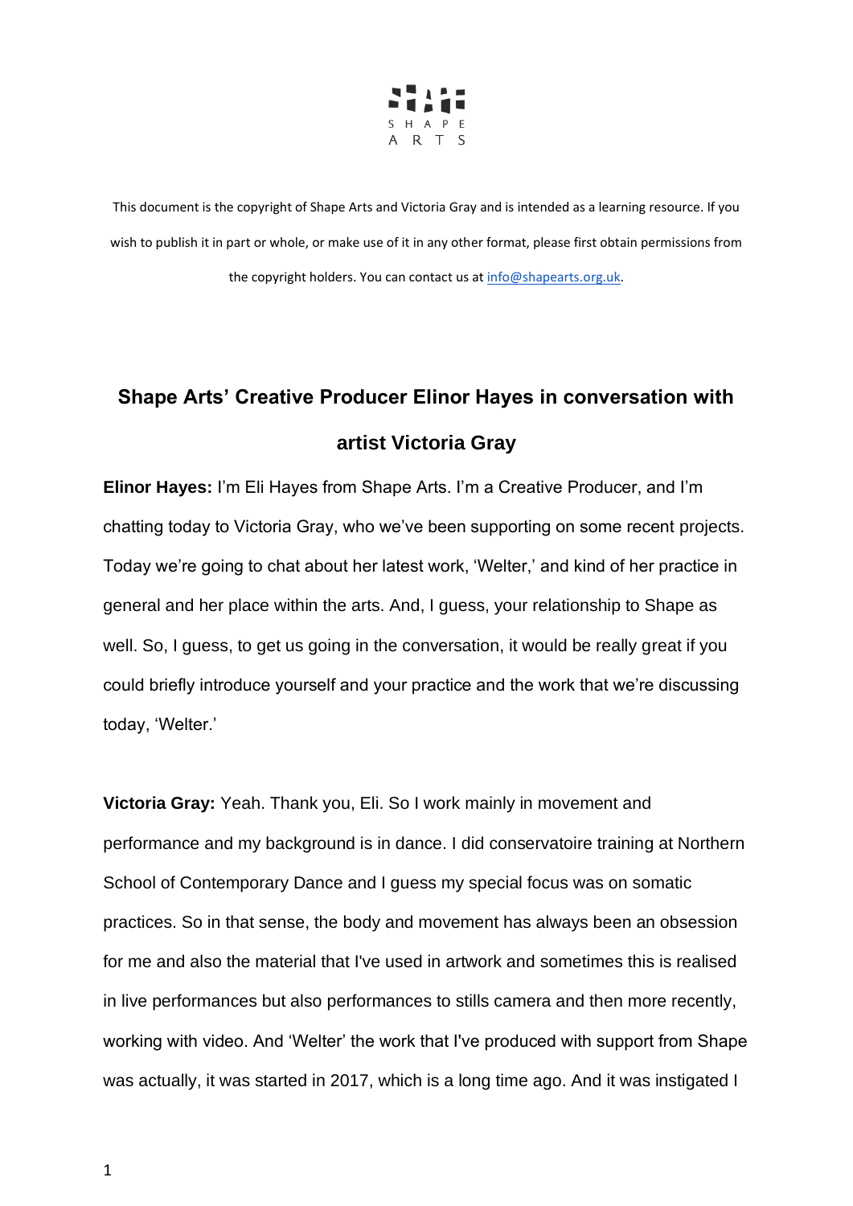SHAPE ARTS

This document is the copyright of Shape Arts and Victoria Gray and is intended as a learning resource. If you wish to publish it in part or whole, or make use of it in any other format, please first obtain permissions from the copyright holders. You can contact us at info@shapearts.org.uk.

# Shape Arts' Creative Producer Elinor Hayes in conversation with artist Victoria Gray

**Elinor Hayes:** I'm Eli Hayes from Shape Arts. I'm a Creative Producer, and I'm chatting today to Victoria Gray, who we've been supporting on some recent projects. Today we're going to chat about her latest work, 'Welter,' and kind of her practice in general and her place within the arts. And, I guess, your relationship to Shape as well. So, I guess, to get us going in the conversation, it would be really great if you could briefly introduce yourself and your practice and the work that we're discussing today, 'Welter.'

**Victoria Gray:** Yeah. Thank you, Eli. So I work mainly in movement and performance and my background is in dance. I did conservatoire training at Northern School of Contemporary Dance and I guess my special focus was on somatic practices. So in that sense, the body and movement has always been an obsession for me and also the material that I've used in artwork and sometimes this is realised in live performances but also performances to stills camera and then more recently, working with video. And 'Welter' the work that I've produced with support from Shape was actually, it was started in 2017, which is a long time ago. And it was instigated I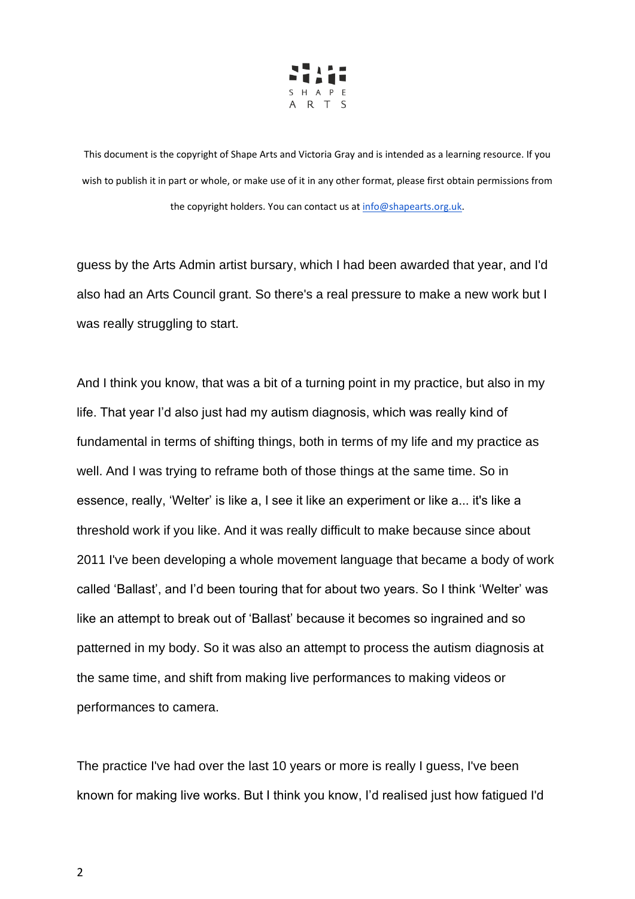This document is the copyright of Shape Arts and Victoria Gray and is intended as a learning resource. If you wish to publish it in part or whole, or make use of it in any other format, please first obtain permissions from the copyright holders. You can contact us at info@shapearts.org.uk.

guess by the Arts Admin artist bursary, which I had been awarded that year, and I'd also had an Arts Council grant. So there's a real pressure to make a new work but I was really struggling to start.

And I think you know, that was a bit of a turning point in my practice, but also in my life. That year I'd also just had my autism diagnosis, which was really kind of fundamental in terms of shifting things, both in terms of my life and my practice as well. And I was trying to reframe both of those things at the same time. So in essence, really, 'Welter' is like a, I see it like an experiment or like a... it's like a threshold work if you like. And it was really difficult to make because since about 2011 I've been developing a whole movement language that became a body of work called 'Ballast', and I'd been touring that for about two years. So I think 'Welter' was like an attempt to break out of 'Ballast' because it becomes so ingrained and so patterned in my body. So it was also an attempt to process the autism diagnosis at the same time, and shift from making live performances to making videos or performances to camera.

The practice I've had over the last 10 years or more is really I guess, I've been known for making live works. But I think you know, I'd realised just how fatigued I'd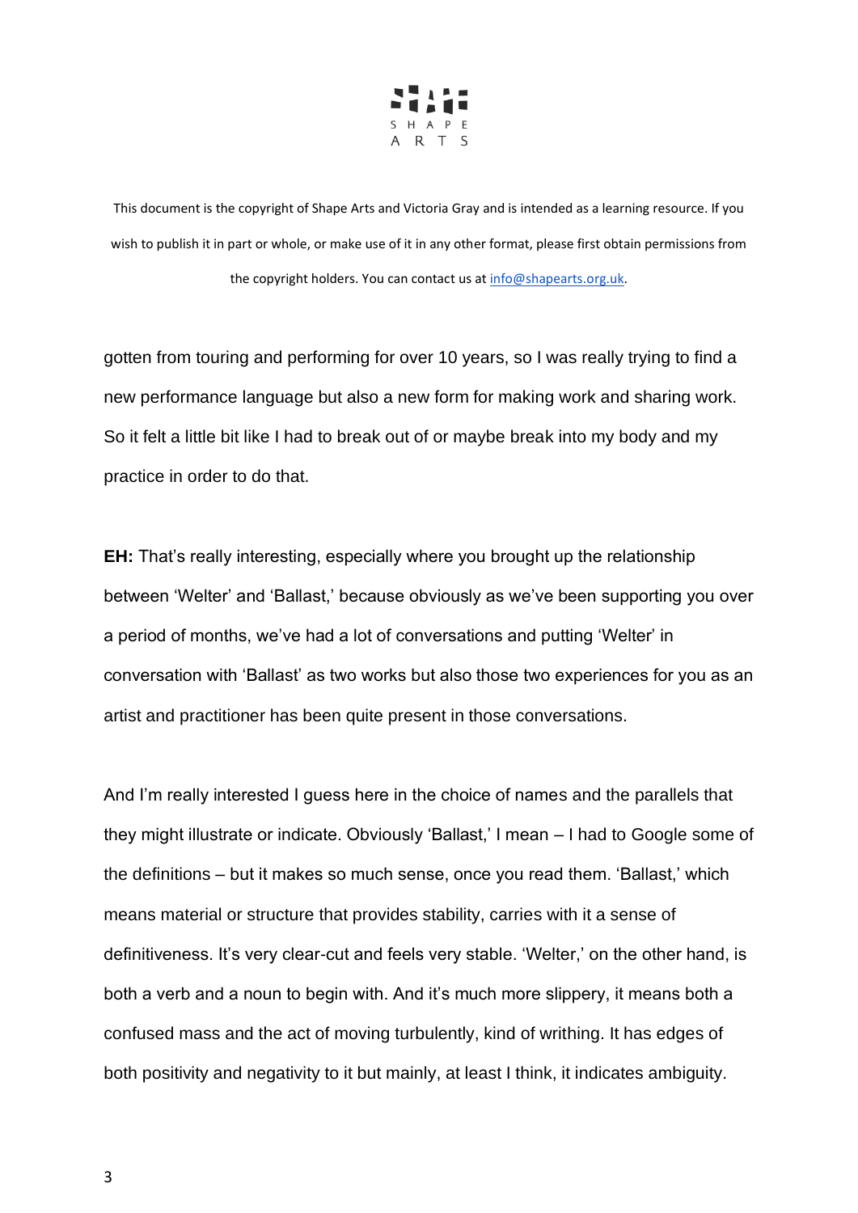gotten from touring and performing for over 10 years, so I was really trying to find a new performance language but also a new form for making work and sharing work. So it felt a little bit like I had to break out of or maybe break into my body and my practice in order to do that.

**EH:** That's really interesting, especially where you brought up the relationship between 'Welter' and 'Ballast,' because obviously as we've been supporting you over a period of months, we've had a lot of conversations and putting 'Welter' in conversation with 'Ballast' as two works but also those two experiences for you as an artist and practitioner has been quite present in those conversations.

And I'm really interested I guess here in the choice of names and the parallels that they might illustrate or indicate. Obviously 'Ballast,' I mean – I had to Google some of the definitions – but it makes so much sense, once you read them. 'Ballast,' which means material or structure that provides stability, carries with it a sense of definitiveness. It's very clear-cut and feels very stable. 'Welter,' on the other hand, is both a verb and a noun to begin with. And it's much more slippery, it means both a confused mass and the act of moving turbulently, kind of writhing. It has edges of both positivity and negativity to it but mainly, at least I think, it indicates ambiguity.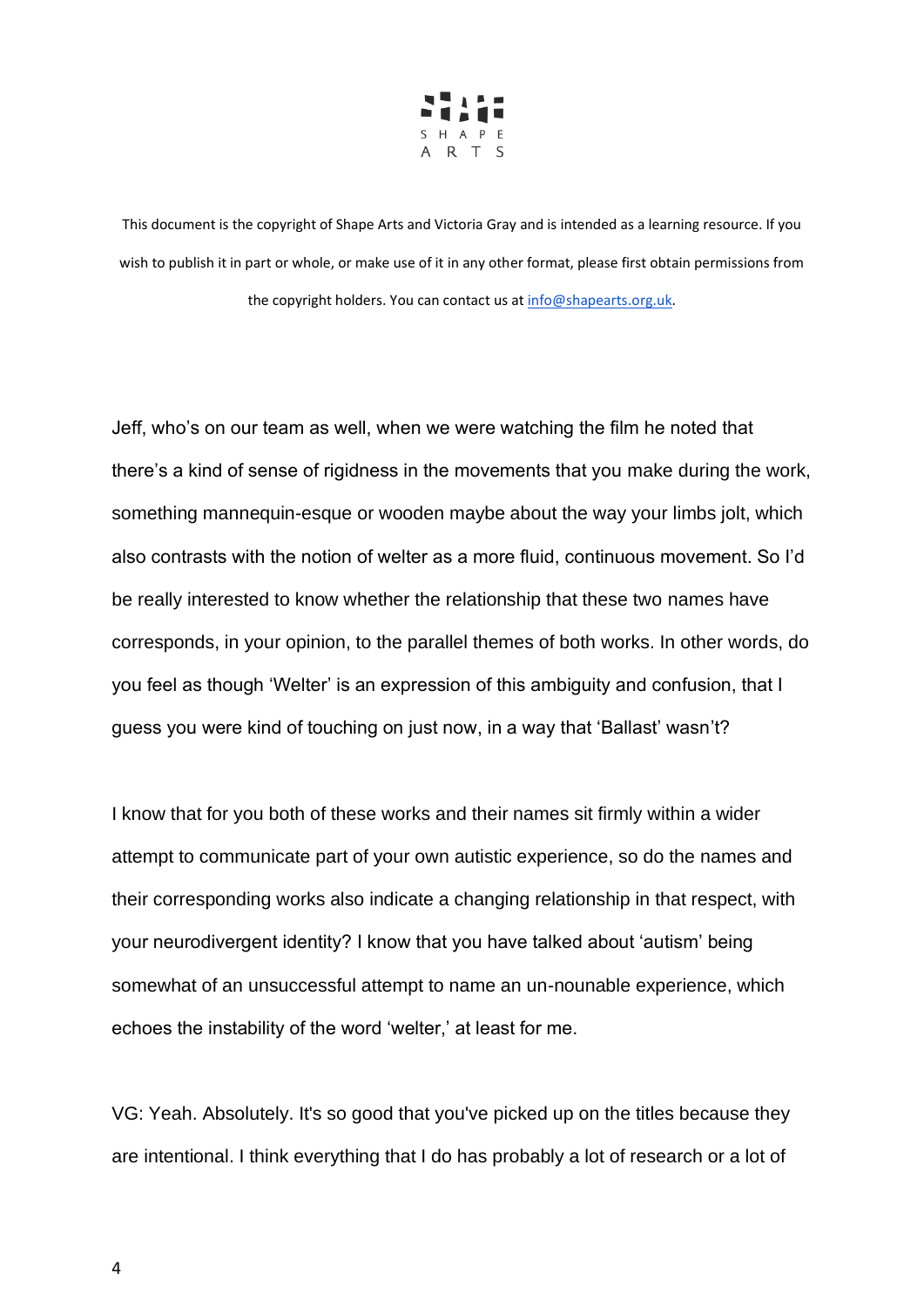This document is the copyright of Shape Arts and Victoria Gray and is intended as a learning resource. If you wish to publish it in part or whole, or make use of it in any other format, please first obtain permissions from the copyright holders. You can contact us at info@shapearts.org.uk.

Jeff, who's on our team as well, when we were watching the film he noted that there's a kind of sense of rigidness in the movements that you make during the work, something mannequin-esque or wooden maybe about the way your limbs jolt, which also contrasts with the notion of welter as a more fluid, continuous movement. So I'd be really interested to know whether the relationship that these two names have corresponds, in your opinion, to the parallel themes of both works. In other words, do you feel as though 'Welter' is an expression of this ambiguity and confusion, that I guess you were kind of touching on just now, in a way that 'Ballast' wasn't?

I know that for you both of these works and their names sit firmly within a wider attempt to communicate part of your own autistic experience, so do the names and their corresponding works also indicate a changing relationship in that respect, with your neurodivergent identity? I know that you have talked about 'autism' being somewhat of an unsuccessful attempt to name an un-nounable experience, which echoes the instability of the word 'welter,' at least for me.

VG: Yeah. Absolutely. It's so good that you've picked up on the titles because they are intentional. I think everything that I do has probably a lot of research or a lot of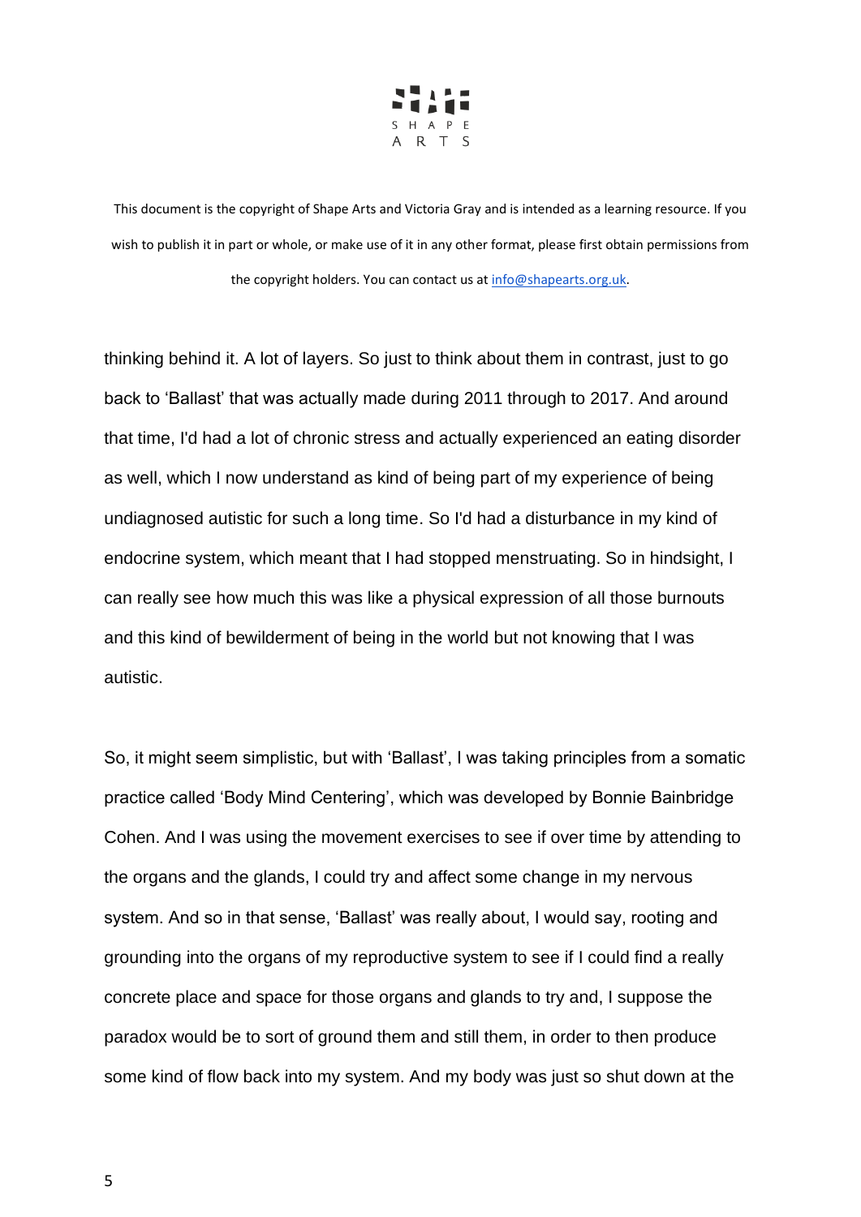thinking behind it. A lot of layers. So just to think about them in contrast, just to go back to 'Ballast' that was actually made during 2011 through to 2017. And around that time, I'd had a lot of chronic stress and actually experienced an eating disorder as well, which I now understand as kind of being part of my experience of being undiagnosed autistic for such a long time. So I'd had a disturbance in my kind of endocrine system, which meant that I had stopped menstruating. So in hindsight, I can really see how much this was like a physical expression of all those burnouts and this kind of bewilderment of being in the world but not knowing that I was autistic.

So, it might seem simplistic, but with 'Ballast', I was taking principles from a somatic practice called 'Body Mind Centering', which was developed by Bonnie Bainbridge Cohen. And I was using the movement exercises to see if over time by attending to the organs and the glands, I could try and affect some change in my nervous system. And so in that sense, 'Ballast' was really about, I would say, rooting and grounding into the organs of my reproductive system to see if I could find a really concrete place and space for those organs and glands to try and, I suppose the paradox would be to sort of ground them and still them, in order to then produce some kind of flow back into my system. And my body was just so shut down at the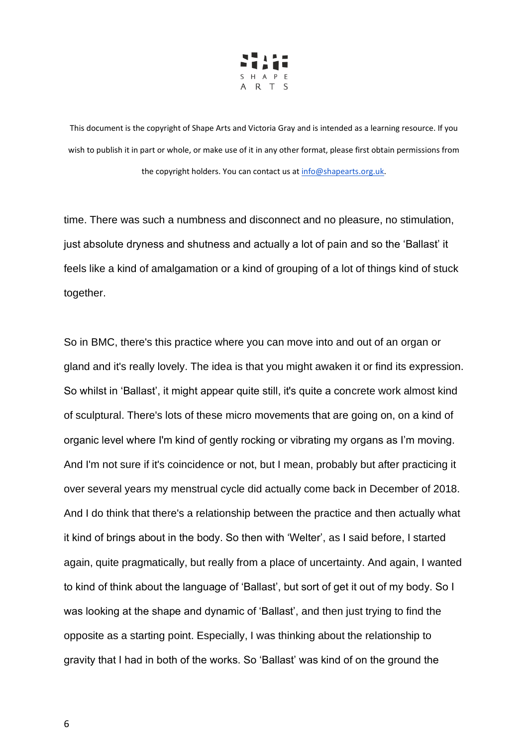time. There was such a numbness and disconnect and no pleasure, no stimulation, just absolute dryness and shutness and actually a lot of pain and so the 'Ballast' it feels like a kind of amalgamation or a kind of grouping of a lot of things kind of stuck together.

So in BMC, there's this practice where you can move into and out of an organ or gland and it's really lovely. The idea is that you might awaken it or find its expression. So whilst in 'Ballast', it might appear quite still, it's quite a concrete work almost kind of sculptural. There's lots of these micro movements that are going on, on a kind of organic level where I'm kind of gently rocking or vibrating my organs as I'm moving. And I'm not sure if it's coincidence or not, but I mean, probably but after practicing it over several years my menstrual cycle did actually come back in December of 2018. And I do think that there's a relationship between the practice and then actually what it kind of brings about in the body. So then with 'Welter', as I said before, I started again, quite pragmatically, but really from a place of uncertainty. And again, I wanted to kind of think about the language of 'Ballast', but sort of get it out of my body. So I was looking at the shape and dynamic of 'Ballast', and then just trying to find the opposite as a starting point. Especially, I was thinking about the relationship to gravity that I had in both of the works. So 'Ballast' was kind of on the ground the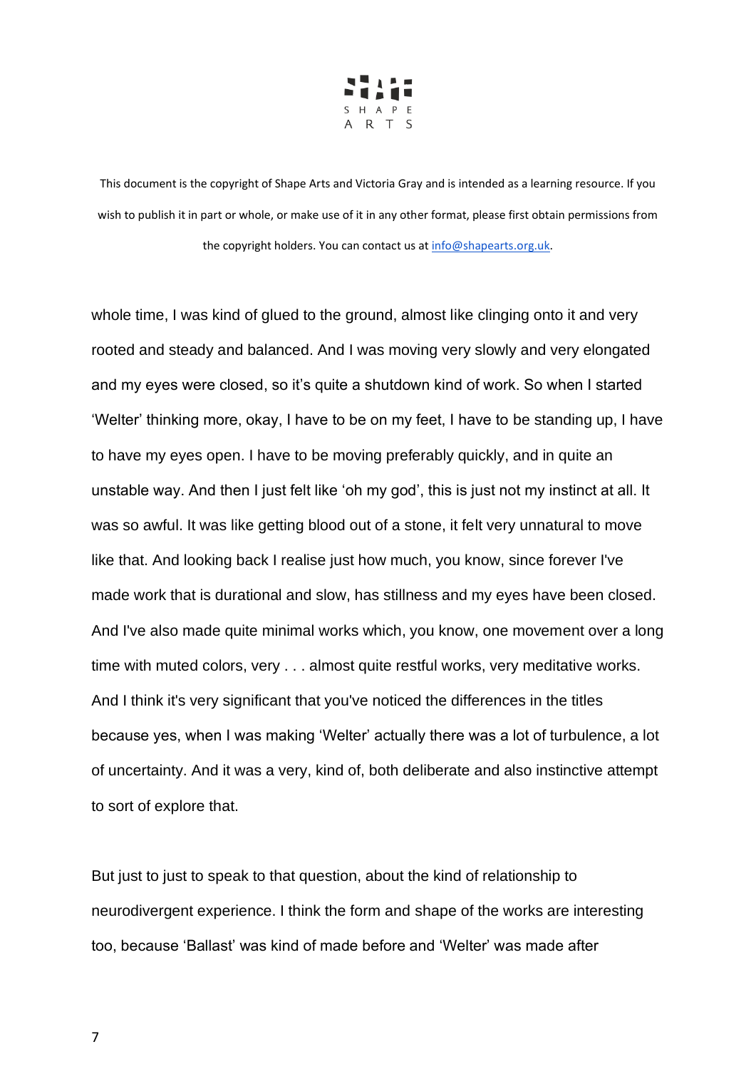This document is the copyright of Shape Arts and Victoria Gray and is intended as a learning resource. If you wish to publish it in part or whole, or make use of it in any other format, please first obtain permissions from the copyright holders. You can contact us at info@shapearts.org.uk.

whole time, I was kind of glued to the ground, almost like clinging onto it and very rooted and steady and balanced. And I was moving very slowly and very elongated and my eyes were closed, so it's quite a shutdown kind of work. So when I started 'Welter' thinking more, okay, I have to be on my feet, I have to be standing up, I have to have my eyes open. I have to be moving preferably quickly, and in quite an unstable way. And then I just felt like 'oh my god', this is just not my instinct at all. It was so awful. It was like getting blood out of a stone, it felt very unnatural to move like that. And looking back I realise just how much, you know, since forever I've made work that is durational and slow, has stillness and my eyes have been closed. And I've also made quite minimal works which, you know, one movement over a long time with muted colors, very . . . almost quite restful works, very meditative works. And I think it's very significant that you've noticed the differences in the titles because yes, when I was making 'Welter' actually there was a lot of turbulence, a lot of uncertainty. And it was a very, kind of, both deliberate and also instinctive attempt to sort of explore that.

But just to just to speak to that question, about the kind of relationship to neurodivergent experience. I think the form and shape of the works are interesting too, because 'Ballast' was kind of made before and 'Welter' was made after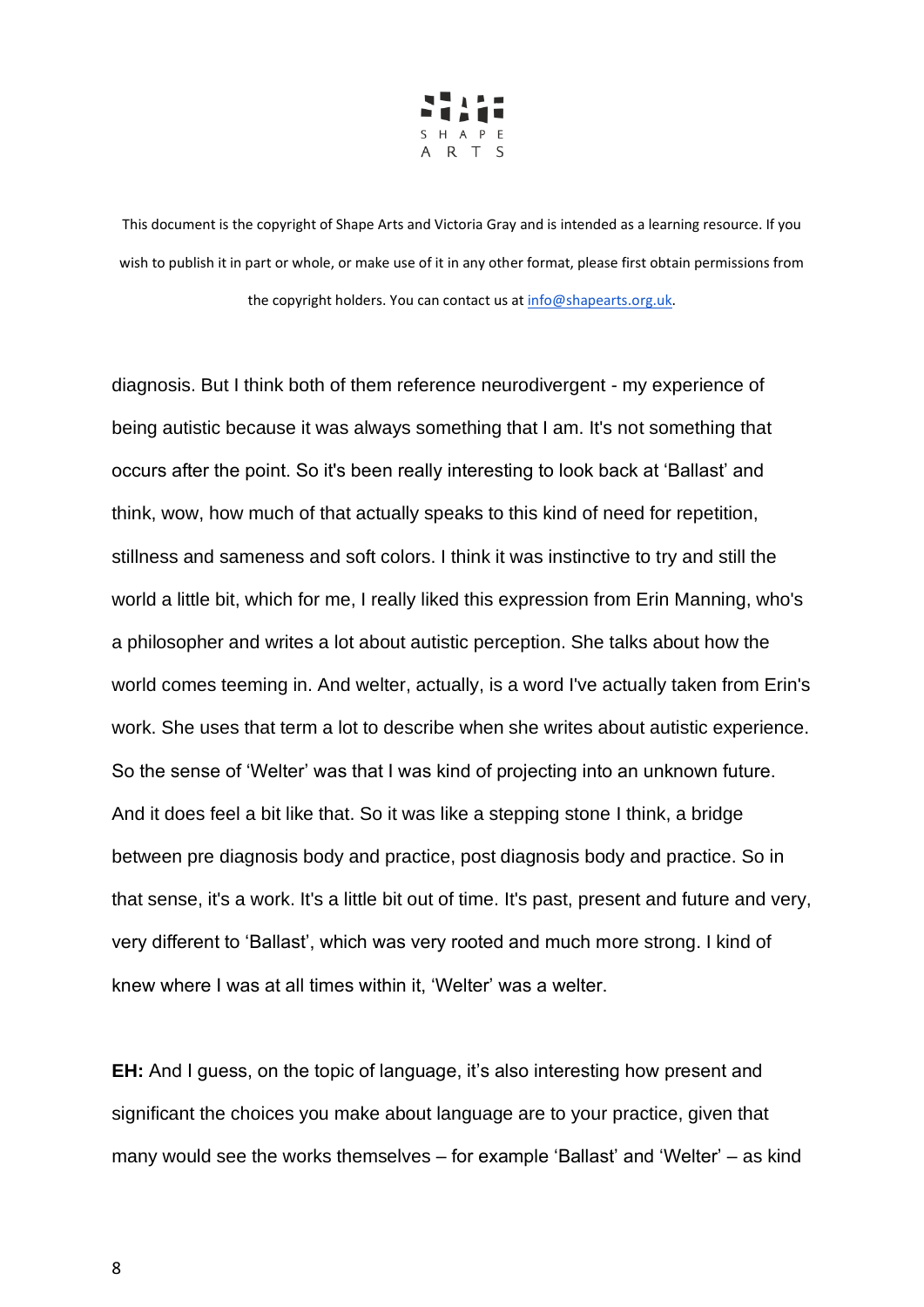diagnosis. But I think both of them reference neurodivergent - my experience of being autistic because it was always something that I am. It's not something that occurs after the point. So it's been really interesting to look back at 'Ballast' and think, wow, how much of that actually speaks to this kind of need for repetition, stillness and sameness and soft colors. I think it was instinctive to try and still the world a little bit, which for me, I really liked this expression from Erin Manning, who's a philosopher and writes a lot about autistic perception. She talks about how the world comes teeming in. And welter, actually, is a word I've actually taken from Erin's work. She uses that term a lot to describe when she writes about autistic experience. So the sense of 'Welter' was that I was kind of projecting into an unknown future. And it does feel a bit like that. So it was like a stepping stone I think, a bridge between pre diagnosis body and practice, post diagnosis body and practice. So in that sense, it's a work. It's a little bit out of time. It's past, present and future and very, very different to 'Ballast', which was very rooted and much more strong. I kind of knew where I was at all times within it, 'Welter' was a welter.

**EH:** And I guess, on the topic of language, it's also interesting how present and significant the choices you make about language are to your practice, given that many would see the works themselves – for example 'Ballast' and 'Welter' – as kind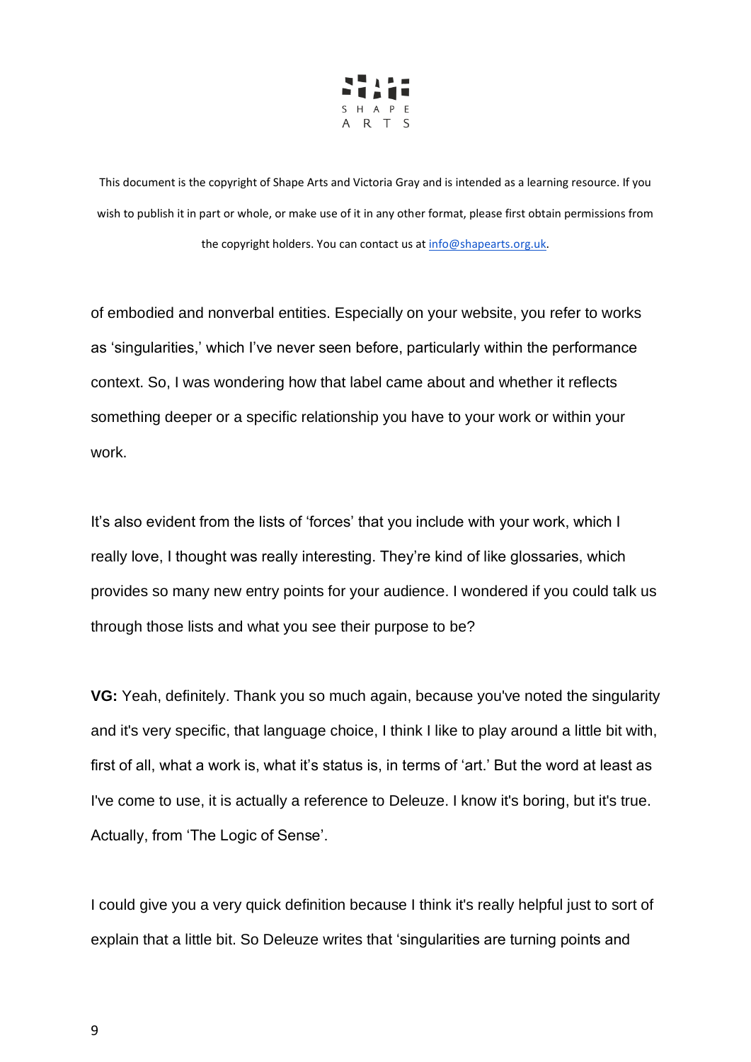This document is the copyright of Shape Arts and Victoria Gray and is intended as a learning resource. If you wish to publish it in part or whole, or make use of it in any other format, please first obtain permissions from the copyright holders. You can contact us at info@shapearts.org.uk.

of embodied and nonverbal entities. Especially on your website, you refer to works as 'singularities,' which I've never seen before, particularly within the performance context. So, I was wondering how that label came about and whether it reflects something deeper or a specific relationship you have to your work or within your work.

It's also evident from the lists of 'forces' that you include with your work, which I really love, I thought was really interesting. They're kind of like glossaries, which provides so many new entry points for your audience. I wondered if you could talk us through those lists and what you see their purpose to be?

**VG:** Yeah, definitely. Thank you so much again, because you've noted the singularity and it's very specific, that language choice, I think I like to play around a little bit with, first of all, what a work is, what it's status is, in terms of 'art.' But the word at least as I've come to use, it is actually a reference to Deleuze. I know it's boring, but it's true. Actually, from 'The Logic of Sense'.

I could give you a very quick definition because I think it's really helpful just to sort of explain that a little bit. So Deleuze writes that 'singularities are turning points and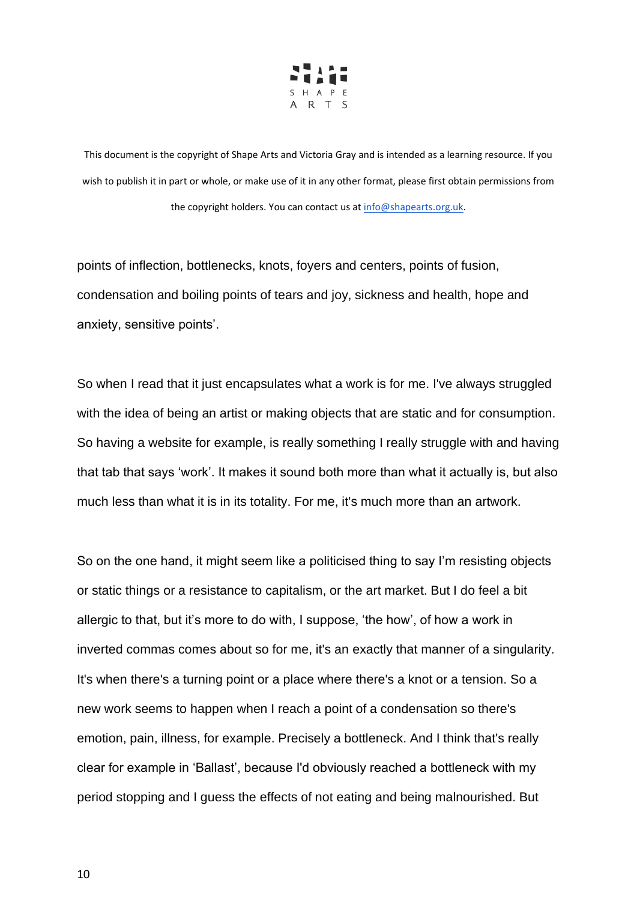points of inflection, bottlenecks, knots, foyers and centers, points of fusion, condensation and boiling points of tears and joy, sickness and health, hope and anxiety, sensitive points'.

So when I read that it just encapsulates what a work is for me. I've always struggled with the idea of being an artist or making objects that are static and for consumption. So having a website for example, is really something I really struggle with and having that tab that says 'work'. It makes it sound both more than what it actually is, but also much less than what it is in its totality. For me, it's much more than an artwork.

So on the one hand, it might seem like a politicised thing to say I'm resisting objects or static things or a resistance to capitalism, or the art market. But I do feel a bit allergic to that, but it's more to do with, I suppose, 'the how', of how a work in inverted commas comes about so for me, it's an exactly that manner of a singularity. It's when there's a turning point or a place where there's a knot or a tension. So a new work seems to happen when I reach a point of a condensation so there's emotion, pain, illness, for example. Precisely a bottleneck. And I think that's really clear for example in 'Ballast', because I'd obviously reached a bottleneck with my period stopping and I guess the effects of not eating and being malnourished. But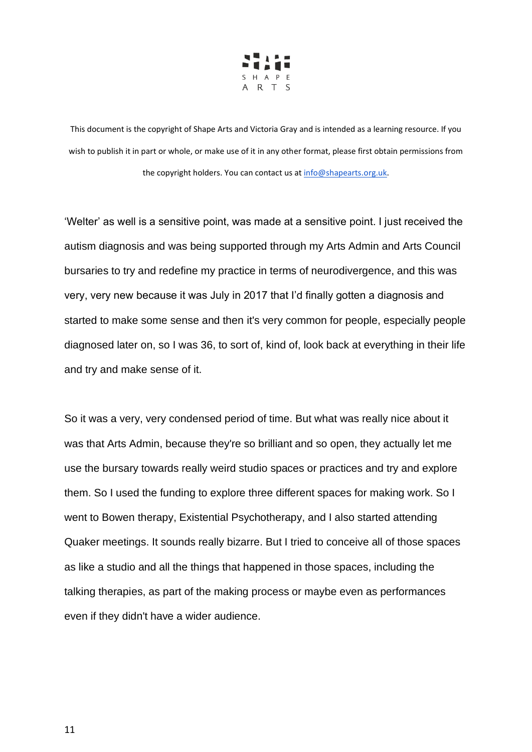This document is the copyright of Shape Arts and Victoria Gray and is intended as a learning resource. If you wish to publish it in part or whole, or make use of it in any other format, please first obtain permissions from the copyright holders. You can contact us at info@shapearts.org.uk.

'Welter' as well is a sensitive point, was made at a sensitive point. I just received the autism diagnosis and was being supported through my Arts Admin and Arts Council bursaries to try and redefine my practice in terms of neurodivergence, and this was very, very new because it was July in 2017 that I'd finally gotten a diagnosis and started to make some sense and then it's very common for people, especially people diagnosed later on, so I was 36, to sort of, kind of, look back at everything in their life and try and make sense of it.

So it was a very, very condensed period of time. But what was really nice about it was that Arts Admin, because they're so brilliant and so open, they actually let me use the bursary towards really weird studio spaces or practices and try and explore them. So I used the funding to explore three different spaces for making work. So I went to Bowen therapy, Existential Psychotherapy, and I also started attending Quaker meetings. It sounds really bizarre. But I tried to conceive all of those spaces as like a studio and all the things that happened in those spaces, including the talking therapies, as part of the making process or maybe even as performances even if they didn't have a wider audience.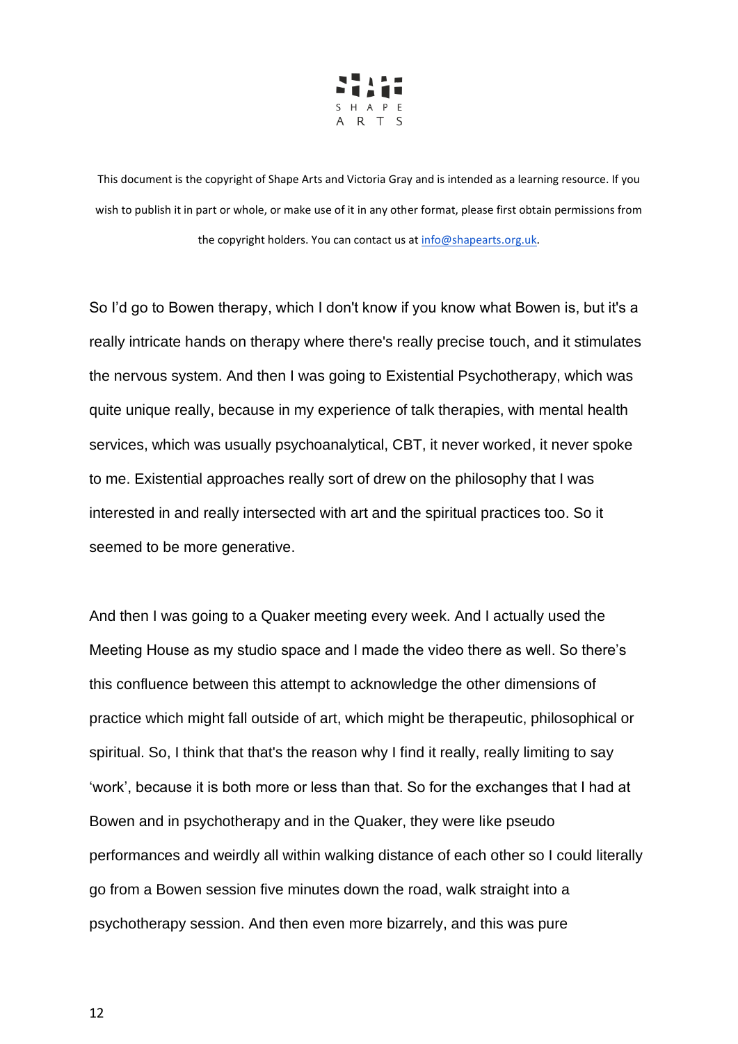This document is the copyright of Shape Arts and Victoria Gray and is intended as a learning resource. If you wish to publish it in part or whole, or make use of it in any other format, please first obtain permissions from the copyright holders. You can contact us at [info@shapearts.org.uk](mailto:info@shapearts.org.uk).

So I'd go to Bowen therapy, which I don't know if you know what Bowen is, but it's a really intricate hands on therapy where there's really precise touch, and it stimulates the nervous system. And then I was going to Existential Psychotherapy, which was quite unique really, because in my experience of talk therapies, with mental health services, which was usually psychoanalytical, CBT, it never worked, it never spoke to me. Existential approaches really sort of drew on the philosophy that I was interested in and really intersected with art and the spiritual practices too. So it seemed to be more generative.

And then I was going to a Quaker meeting every week. And I actually used the Meeting House as my studio space and I made the video there as well. So there's this confluence between this attempt to acknowledge the other dimensions of practice which might fall outside of art, which might be therapeutic, philosophical or spiritual. So, I think that that's the reason why I find it really, really limiting to say 'work', because it is both more or less than that. So for the exchanges that I had at Bowen and in psychotherapy and in the Quaker, they were like pseudo performances and weirdly all within walking distance of each other so I could literally go from a Bowen session five minutes down the road, walk straight into a psychotherapy session. And then even more bizarrely, and this was pure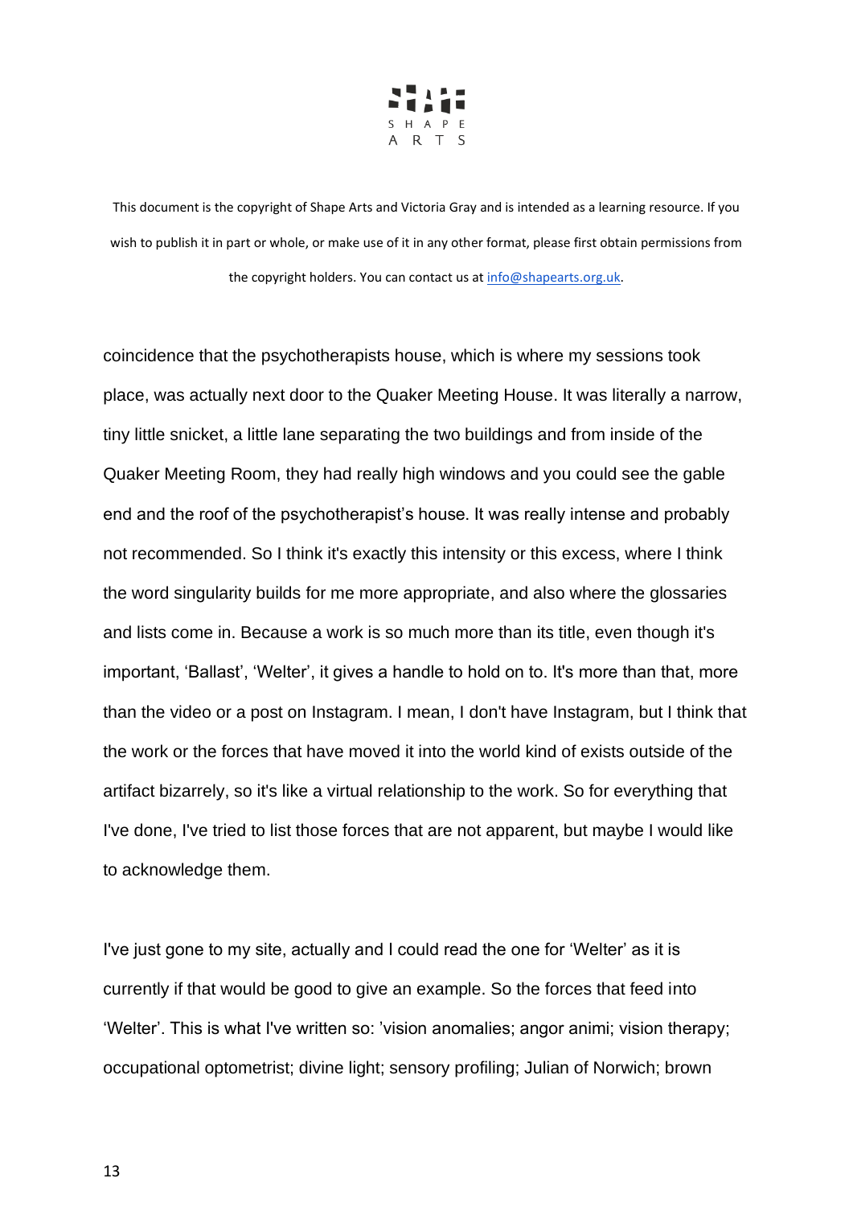coincidence that the psychotherapists house, which is where my sessions took place, was actually next door to the Quaker Meeting House. It was literally a narrow, tiny little snicket, a little lane separating the two buildings and from inside of the Quaker Meeting Room, they had really high windows and you could see the gable end and the roof of the psychotherapist's house. It was really intense and probably not recommended. So I think it's exactly this intensity or this excess, where I think the word singularity builds for me more appropriate, and also where the glossaries and lists come in. Because a work is so much more than its title, even though it's important, 'Ballast', 'Welter', it gives a handle to hold on to. It's more than that, more than the video or a post on Instagram. I mean, I don't have Instagram, but I think that the work or the forces that have moved it into the world kind of exists outside of the artifact bizarrely, so it's like a virtual relationship to the work. So for everything that I've done, I've tried to list those forces that are not apparent, but maybe I would like to acknowledge them.

I've just gone to my site, actually and I could read the one for 'Welter' as it is currently if that would be good to give an example. So the forces that feed into 'Welter'. This is what I've written so: 'vision anomalies; angor animi; vision therapy; occupational optometrist; divine light; sensory profiling; Julian of Norwich; brown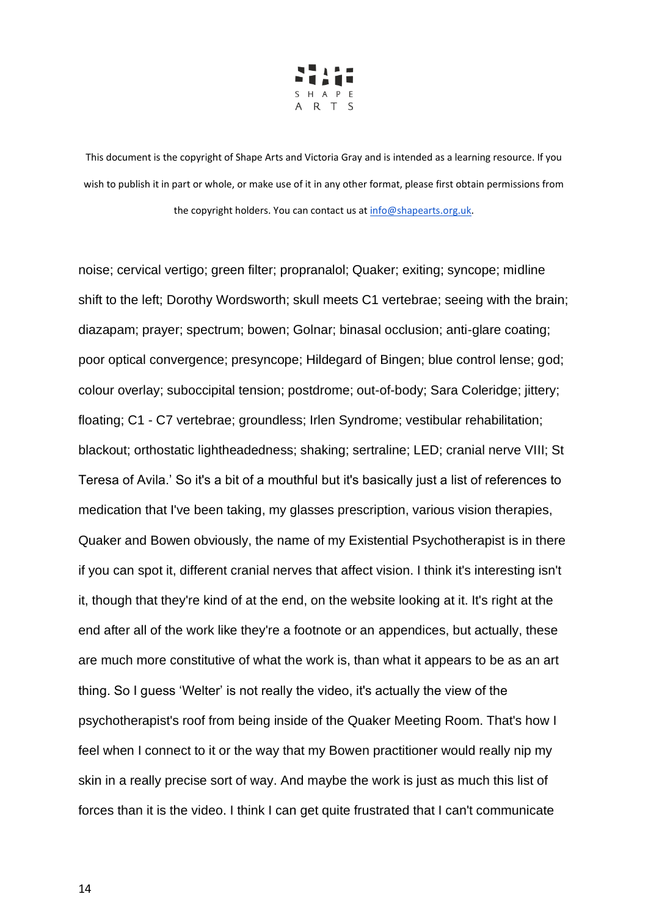This document is the copyright of Shape Arts and Victoria Gray and is intended as a learning resource. If you wish to publish it in part or whole, or make use of it in any other format, please first obtain permissions from the copyright holders. You can contact us at info@shapearts.org.uk.

noise; cervical vertigo; green filter; propranalol; Quaker; exiting; syncope; midline shift to the left; Dorothy Wordsworth; skull meets C1 vertebrae; seeing with the brain; diazapam; prayer; spectrum; bowen; Golnar; binasal occlusion; anti-glare coating; poor optical convergence; presyncope; Hildegard of Bingen; blue control lense; god; colour overlay; suboccipital tension; postdrome; out-of-body; Sara Coleridge; jittery; floating; C1 - C7 vertebrae; groundless; Irlen Syndrome; vestibular rehabilitation; blackout; orthostatic lightheadedness; shaking; sertraline; LED; cranial nerve VIII; St Teresa of Avila.' So it's a bit of a mouthful but it's basically just a list of references to medication that I've been taking, my glasses prescription, various vision therapies, Quaker and Bowen obviously, the name of my Existential Psychotherapist is in there if you can spot it, different cranial nerves that affect vision. I think it's interesting isn't it, though that they're kind of at the end, on the website looking at it. It's right at the end after all of the work like they're a footnote or an appendices, but actually, these are much more constitutive of what the work is, than what it appears to be as an art thing. So I guess 'Welter' is not really the video, it's actually the view of the psychotherapist's roof from being inside of the Quaker Meeting Room. That's how I feel when I connect to it or the way that my Bowen practitioner would really nip my skin in a really precise sort of way. And maybe the work is just as much this list of forces than it is the video. I think I can get quite frustrated that I can't communicate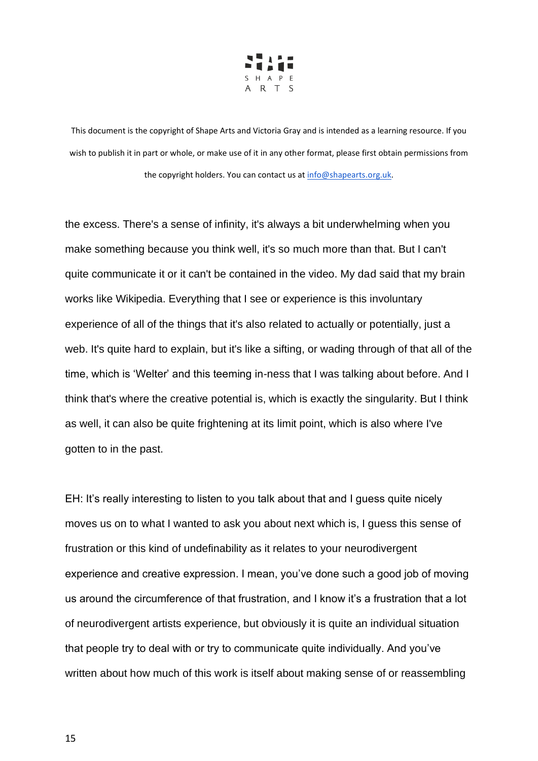the excess. There's a sense of infinity, it's always a bit underwhelming when you make something because you think well, it's so much more than that. But I can't quite communicate it or it can't be contained in the video. My dad said that my brain works like Wikipedia. Everything that I see or experience is this involuntary experience of all of the things that it's also related to actually or potentially, just a web. It's quite hard to explain, but it's like a sifting, or wading through of that all of the time, which is 'Welter' and this teeming in-ness that I was talking about before. And I think that's where the creative potential is, which is exactly the singularity. But I think as well, it can also be quite frightening at its limit point, which is also where I've gotten to in the past.

EH: It's really interesting to listen to you talk about that and I guess quite nicely moves us on to what I wanted to ask you about next which is, I guess this sense of frustration or this kind of undefinability as it relates to your neurodivergent experience and creative expression. I mean, you've done such a good job of moving us around the circumference of that frustration, and I know it's a frustration that a lot of neurodivergent artists experience, but obviously it is quite an individual situation that people try to deal with or try to communicate quite individually. And you've written about how much of this work is itself about making sense of or reassembling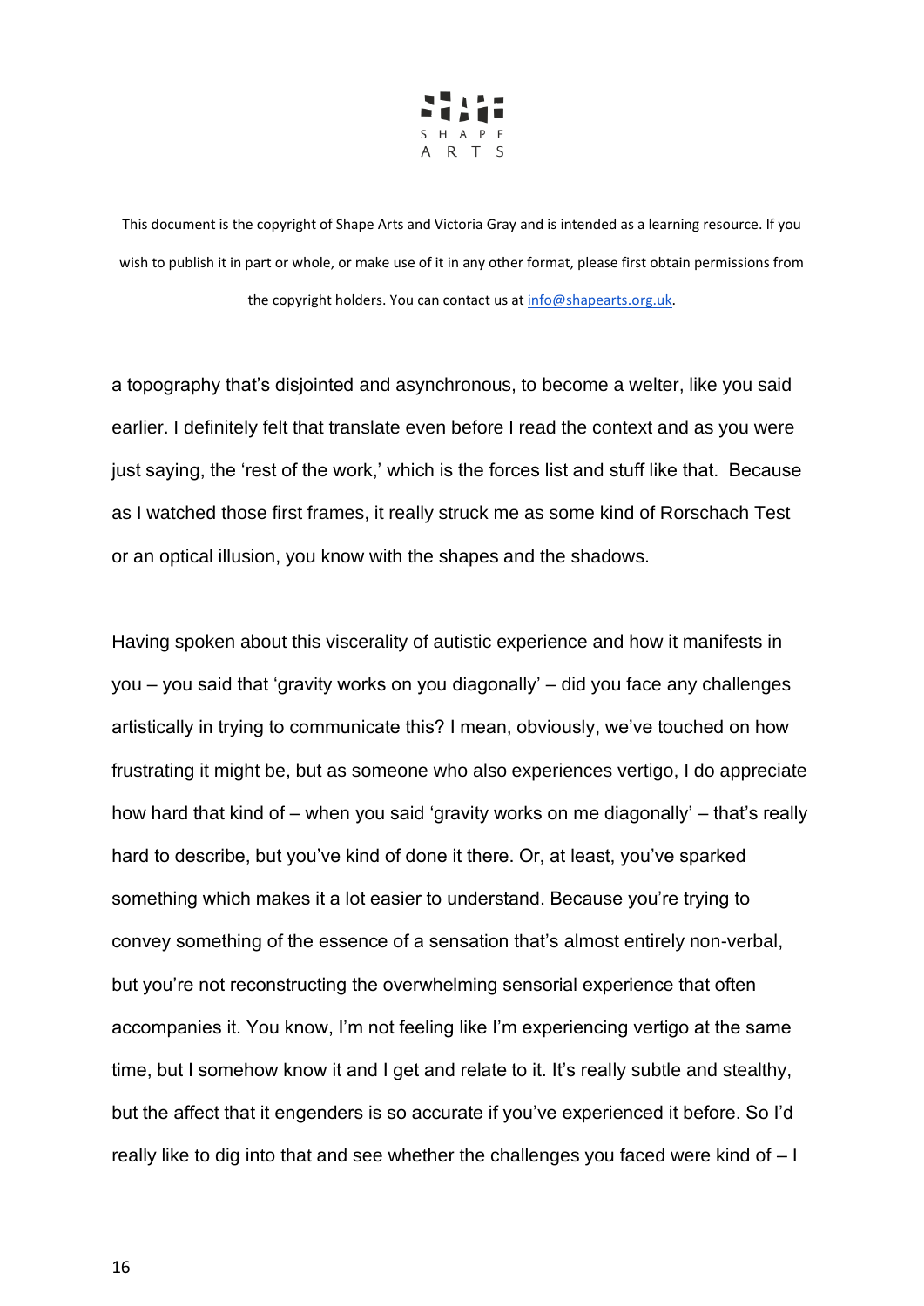This document is the copyright of Shape Arts and Victoria Gray and is intended as a learning resource. If you wish to publish it in part or whole, or make use of it in any other format, please first obtain permissions from the copyright holders. You can contact us at info@shapearts.org.uk.

a topography that's disjointed and asynchronous, to become a welter, like you said earlier. I definitely felt that translate even before I read the context and as you were just saying, the 'rest of the work,' which is the forces list and stuff like that. Because as I watched those first frames, it really struck me as some kind of Rorschach Test or an optical illusion, you know with the shapes and the shadows.

Having spoken about this viscerality of autistic experience and how it manifests in you – you said that 'gravity works on you diagonally' – did you face any challenges artistically in trying to communicate this? I mean, obviously, we've touched on how frustrating it might be, but as someone who also experiences vertigo, I do appreciate how hard that kind of – when you said 'gravity works on me diagonally' – that's really hard to describe, but you've kind of done it there. Or, at least, you've sparked something which makes it a lot easier to understand. Because you're trying to convey something of the essence of a sensation that's almost entirely non-verbal, but you're not reconstructing the overwhelming sensorial experience that often accompanies it. You know, I'm not feeling like I'm experiencing vertigo at the same time, but I somehow know it and I get and relate to it. It's really subtle and stealthy, but the affect that it engenders is so accurate if you've experienced it before. So I'd really like to dig into that and see whether the challenges you faced were kind of – I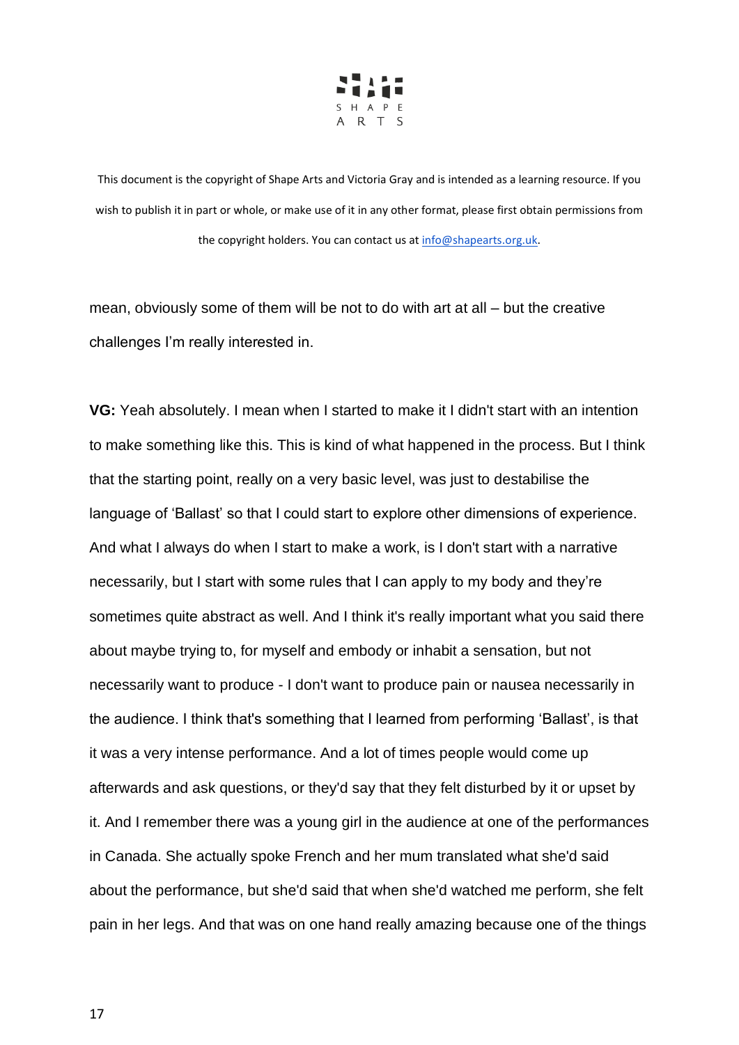mean, obviously some of them will be not to do with art at all – but the creative challenges I'm really interested in.

**VG:** Yeah absolutely. I mean when I started to make it I didn't start with an intention to make something like this. This is kind of what happened in the process. But I think that the starting point, really on a very basic level, was just to destabilise the language of 'Ballast' so that I could start to explore other dimensions of experience. And what I always do when I start to make a work, is I don't start with a narrative necessarily, but I start with some rules that I can apply to my body and they're sometimes quite abstract as well. And I think it's really important what you said there about maybe trying to, for myself and embody or inhabit a sensation, but not necessarily want to produce - I don't want to produce pain or nausea necessarily in the audience. I think that's something that I learned from performing 'Ballast', is that it was a very intense performance. And a lot of times people would come up afterwards and ask questions, or they'd say that they felt disturbed by it or upset by it. And I remember there was a young girl in the audience at one of the performances in Canada. She actually spoke French and her mum translated what she'd said about the performance, but she'd said that when she'd watched me perform, she felt pain in her legs. And that was on one hand really amazing because one of the things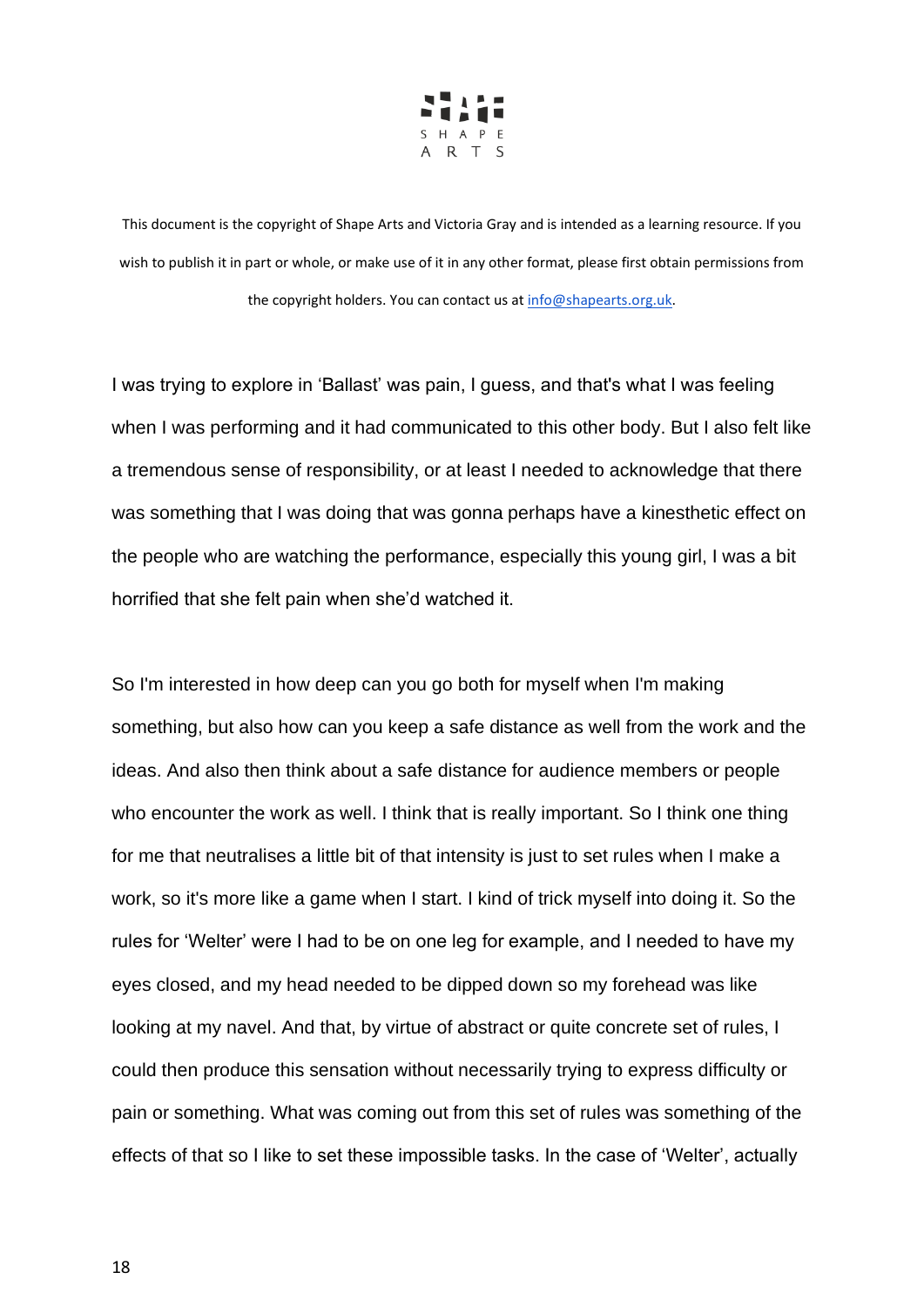This document is the copyright of Shape Arts and Victoria Gray and is intended as a learning resource. If you wish to publish it in part or whole, or make use of it in any other format, please first obtain permissions from the copyright holders. You can contact us at info@shapearts.org.uk.

I was trying to explore in 'Ballast' was pain, I guess, and that's what I was feeling when I was performing and it had communicated to this other body. But I also felt like a tremendous sense of responsibility, or at least I needed to acknowledge that there was something that I was doing that was gonna perhaps have a kinesthetic effect on the people who are watching the performance, especially this young girl, I was a bit horrified that she felt pain when she'd watched it.

So I'm interested in how deep can you go both for myself when I'm making something, but also how can you keep a safe distance as well from the work and the ideas. And also then think about a safe distance for audience members or people who encounter the work as well. I think that is really important. So I think one thing for me that neutralises a little bit of that intensity is just to set rules when I make a work, so it's more like a game when I start. I kind of trick myself into doing it. So the rules for 'Welter' were I had to be on one leg for example, and I needed to have my eyes closed, and my head needed to be dipped down so my forehead was like looking at my navel. And that, by virtue of abstract or quite concrete set of rules, I could then produce this sensation without necessarily trying to express difficulty or pain or something. What was coming out from this set of rules was something of the effects of that so I like to set these impossible tasks. In the case of 'Welter', actually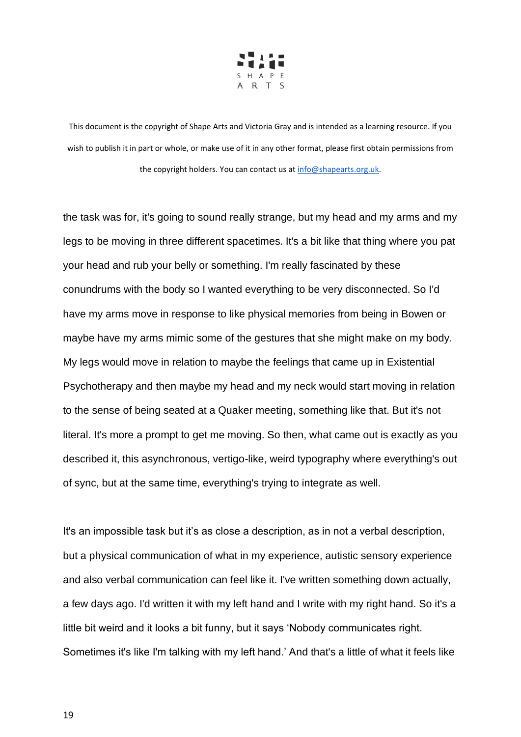the task was for, it's going to sound really strange, but my head and my arms and my legs to be moving in three different spacetimes. It's a bit like that thing where you pat your head and rub your belly or something. I'm really fascinated by these conundrums with the body so I wanted everything to be very disconnected. So I'd have my arms move in response to like physical memories from being in Bowen or maybe have my arms mimic some of the gestures that she might make on my body. My legs would move in relation to maybe the feelings that came up in Existential Psychotherapy and then maybe my head and my neck would start moving in relation to the sense of being seated at a Quaker meeting, something like that. But it's not literal. It's more a prompt to get me moving. So then, what came out is exactly as you described it, this asynchronous, vertigo-like, weird typography where everything's out of sync, but at the same time, everything's trying to integrate as well.

It's an impossible task but it's as close a description, as in not a verbal description, but a physical communication of what in my experience, autistic sensory experience and also verbal communication can feel like it. I've written something down actually, a few days ago. I'd written it with my left hand and I write with my right hand. So it's a little bit weird and it looks a bit funny, but it says 'Nobody communicates right. Sometimes it's like I'm talking with my left hand.' And that's a little of what it feels like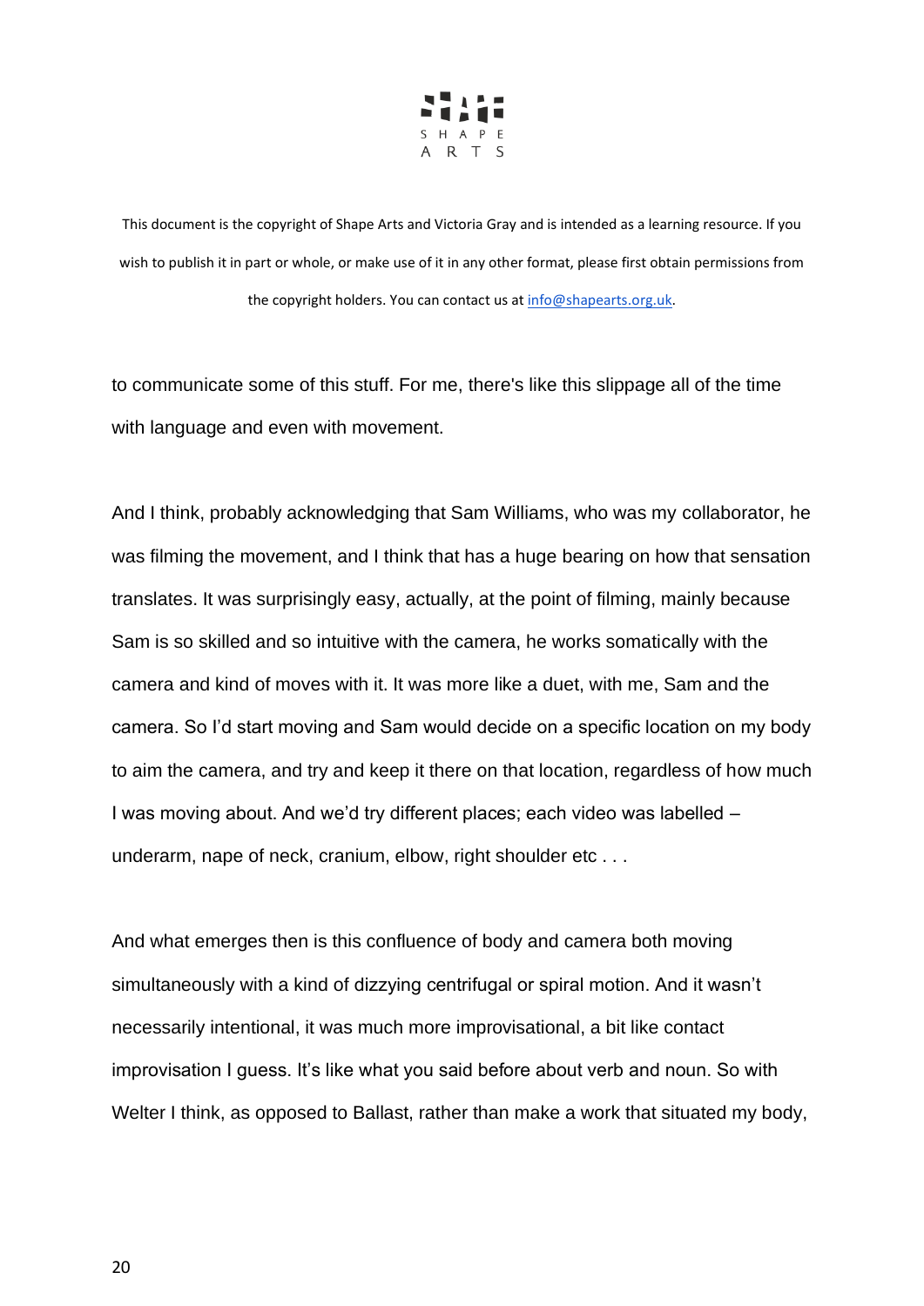to communicate some of this stuff. For me, there's like this slippage all of the time with language and even with movement.

And I think, probably acknowledging that Sam Williams, who was my collaborator, he was filming the movement, and I think that has a huge bearing on how that sensation translates. It was surprisingly easy, actually, at the point of filming, mainly because Sam is so skilled and so intuitive with the camera, he works somatically with the camera and kind of moves with it. It was more like a duet, with me, Sam and the camera. So I'd start moving and Sam would decide on a specific location on my body to aim the camera, and try and keep it there on that location, regardless of how much I was moving about. And we'd try different places; each video was labelled – underarm, nape of neck, cranium, elbow, right shoulder etc . . .

And what emerges then is this confluence of body and camera both moving simultaneously with a kind of dizzying centrifugal or spiral motion. And it wasn't necessarily intentional, it was much more improvisational, a bit like contact improvisation I guess. It's like what you said before about verb and noun. So with Welter I think, as opposed to Ballast, rather than make a work that situated my body,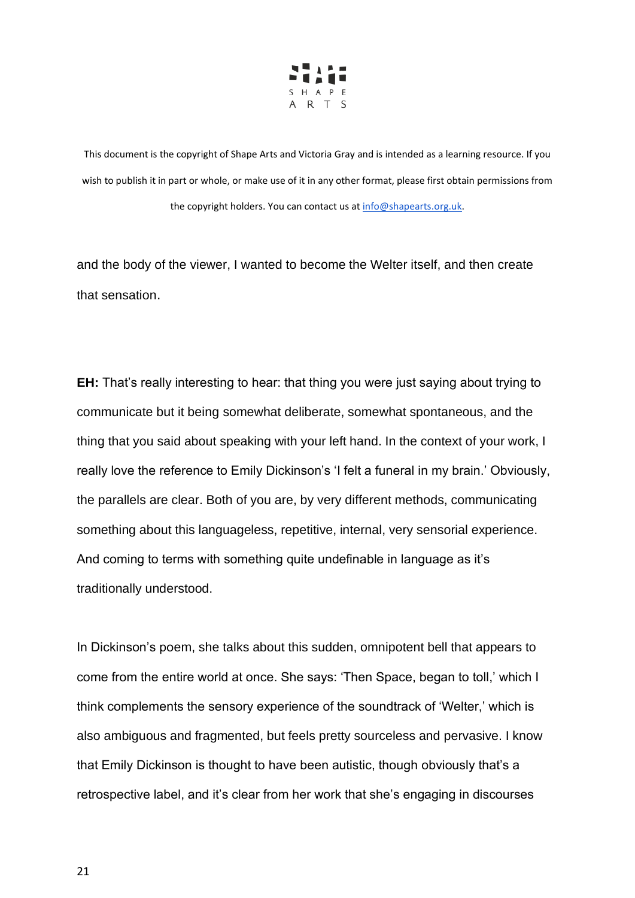and the body of the viewer, I wanted to become the Welter itself, and then create that sensation.

**EH:** That's really interesting to hear: that thing you were just saying about trying to communicate but it being somewhat deliberate, somewhat spontaneous, and the thing that you said about speaking with your left hand. In the context of your work, I really love the reference to Emily Dickinson's 'I felt a funeral in my brain.' Obviously, the parallels are clear. Both of you are, by very different methods, communicating something about this languageless, repetitive, internal, very sensorial experience. And coming to terms with something quite undefinable in language as it's traditionally understood.

In Dickinson's poem, she talks about this sudden, omnipotent bell that appears to come from the entire world at once. She says: 'Then Space, began to toll,' which I think complements the sensory experience of the soundtrack of 'Welter,' which is also ambiguous and fragmented, but feels pretty sourceless and pervasive. I know that Emily Dickinson is thought to have been autistic, though obviously that's a retrospective label, and it's clear from her work that she's engaging in discourses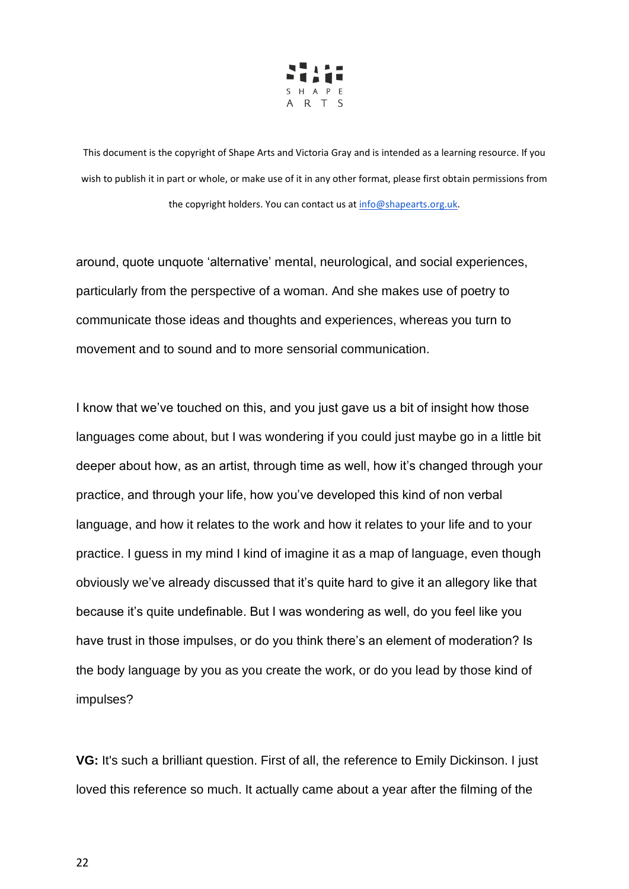This document is the copyright of Shape Arts and Victoria Gray and is intended as a learning resource. If you wish to publish it in part or whole, or make use of it in any other format, please first obtain permissions from the copyright holders. You can contact us at info@shapearts.org.uk.

around, quote unquote 'alternative' mental, neurological, and social experiences, particularly from the perspective of a woman. And she makes use of poetry to communicate those ideas and thoughts and experiences, whereas you turn to movement and to sound and to more sensorial communication.

I know that we've touched on this, and you just gave us a bit of insight how those languages come about, but I was wondering if you could just maybe go in a little bit deeper about how, as an artist, through time as well, how it's changed through your practice, and through your life, how you've developed this kind of non verbal language, and how it relates to the work and how it relates to your life and to your practice. I guess in my mind I kind of imagine it as a map of language, even though obviously we've already discussed that it's quite hard to give it an allegory like that because it's quite undefinable. But I was wondering as well, do you feel like you have trust in those impulses, or do you think there's an element of moderation? Is the body language by you as you create the work, or do you lead by those kind of impulses?

**VG:** It's such a brilliant question. First of all, the reference to Emily Dickinson. I just loved this reference so much. It actually came about a year after the filming of the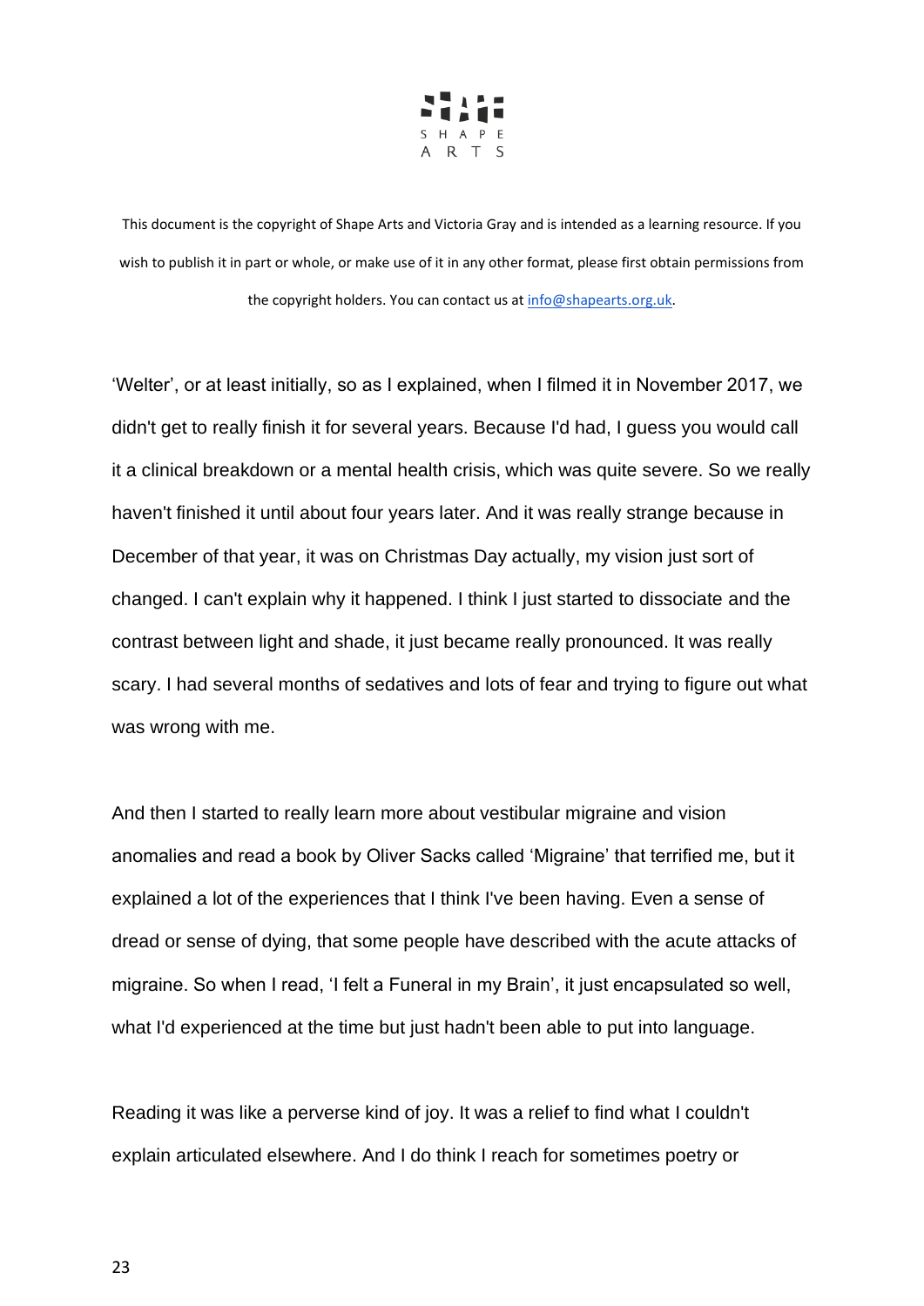This document is the copyright of Shape Arts and Victoria Gray and is intended as a learning resource. If you wish to publish it in part or whole, or make use of it in any other format, please first obtain permissions from the copyright holders. You can contact us at info@shapearts.org.uk.

'Welter', or at least initially, so as I explained, when I filmed it in November 2017, we didn't get to really finish it for several years. Because I'd had, I guess you would call it a clinical breakdown or a mental health crisis, which was quite severe. So we really haven't finished it until about four years later. And it was really strange because in December of that year, it was on Christmas Day actually, my vision just sort of changed. I can't explain why it happened. I think I just started to dissociate and the contrast between light and shade, it just became really pronounced. It was really scary. I had several months of sedatives and lots of fear and trying to figure out what was wrong with me.

And then I started to really learn more about vestibular migraine and vision anomalies and read a book by Oliver Sacks called 'Migraine' that terrified me, but it explained a lot of the experiences that I think I've been having. Even a sense of dread or sense of dying, that some people have described with the acute attacks of migraine. So when I read, 'I felt a Funeral in my Brain', it just encapsulated so well, what I'd experienced at the time but just hadn't been able to put into language.

Reading it was like a perverse kind of joy. It was a relief to find what I couldn't explain articulated elsewhere. And I do think I reach for sometimes poetry or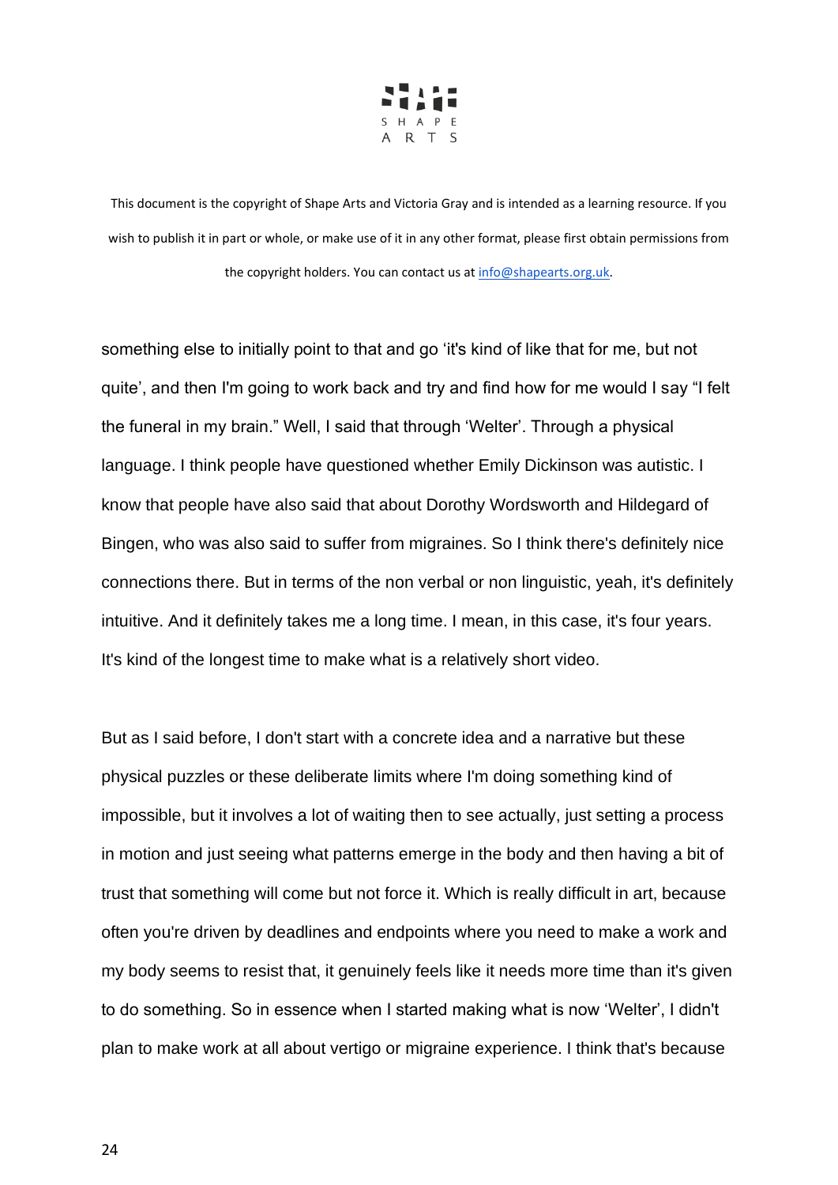This document is the copyright of Shape Arts and Victoria Gray and is intended as a learning resource. If you wish to publish it in part or whole, or make use of it in any other format, please first obtain permissions from the copyright holders. You can contact us at info@shapearts.org.uk.

something else to initially point to that and go 'it's kind of like that for me, but not quite', and then I'm going to work back and try and find how for me would I say "I felt the funeral in my brain." Well, I said that through 'Welter'. Through a physical language. I think people have questioned whether Emily Dickinson was autistic. I know that people have also said that about Dorothy Wordsworth and Hildegard of Bingen, who was also said to suffer from migraines. So I think there's definitely nice connections there. But in terms of the non verbal or non linguistic, yeah, it's definitely intuitive. And it definitely takes me a long time. I mean, in this case, it's four years. It's kind of the longest time to make what is a relatively short video.

But as I said before, I don't start with a concrete idea and a narrative but these physical puzzles or these deliberate limits where I'm doing something kind of impossible, but it involves a lot of waiting then to see actually, just setting a process in motion and just seeing what patterns emerge in the body and then having a bit of trust that something will come but not force it. Which is really difficult in art, because often you're driven by deadlines and endpoints where you need to make a work and my body seems to resist that, it genuinely feels like it needs more time than it's given to do something. So in essence when I started making what is now 'Welter', I didn't plan to make work at all about vertigo or migraine experience. I think that's because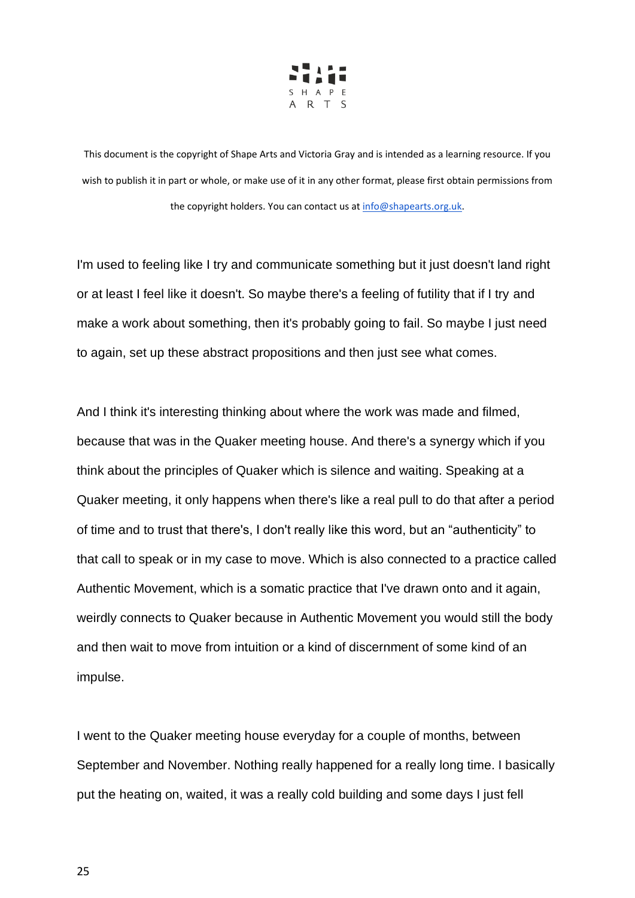This document is the copyright of Shape Arts and Victoria Gray and is intended as a learning resource. If you wish to publish it in part or whole, or make use of it in any other format, please first obtain permissions from the copyright holders. You can contact us at info@shapearts.org.uk.

I'm used to feeling like I try and communicate something but it just doesn't land right or at least I feel like it doesn't. So maybe there's a feeling of futility that if I try and make a work about something, then it's probably going to fail. So maybe I just need to again, set up these abstract propositions and then just see what comes.

And I think it's interesting thinking about where the work was made and filmed, because that was in the Quaker meeting house. And there's a synergy which if you think about the principles of Quaker which is silence and waiting. Speaking at a Quaker meeting, it only happens when there's like a real pull to do that after a period of time and to trust that there's, I don't really like this word, but an “authenticity” to that call to speak or in my case to move. Which is also connected to a practice called Authentic Movement, which is a somatic practice that I've drawn onto and it again, weirdly connects to Quaker because in Authentic Movement you would still the body and then wait to move from intuition or a kind of discernment of some kind of an impulse.

I went to the Quaker meeting house everyday for a couple of months, between September and November. Nothing really happened for a really long time. I basically put the heating on, waited, it was a really cold building and some days I just fell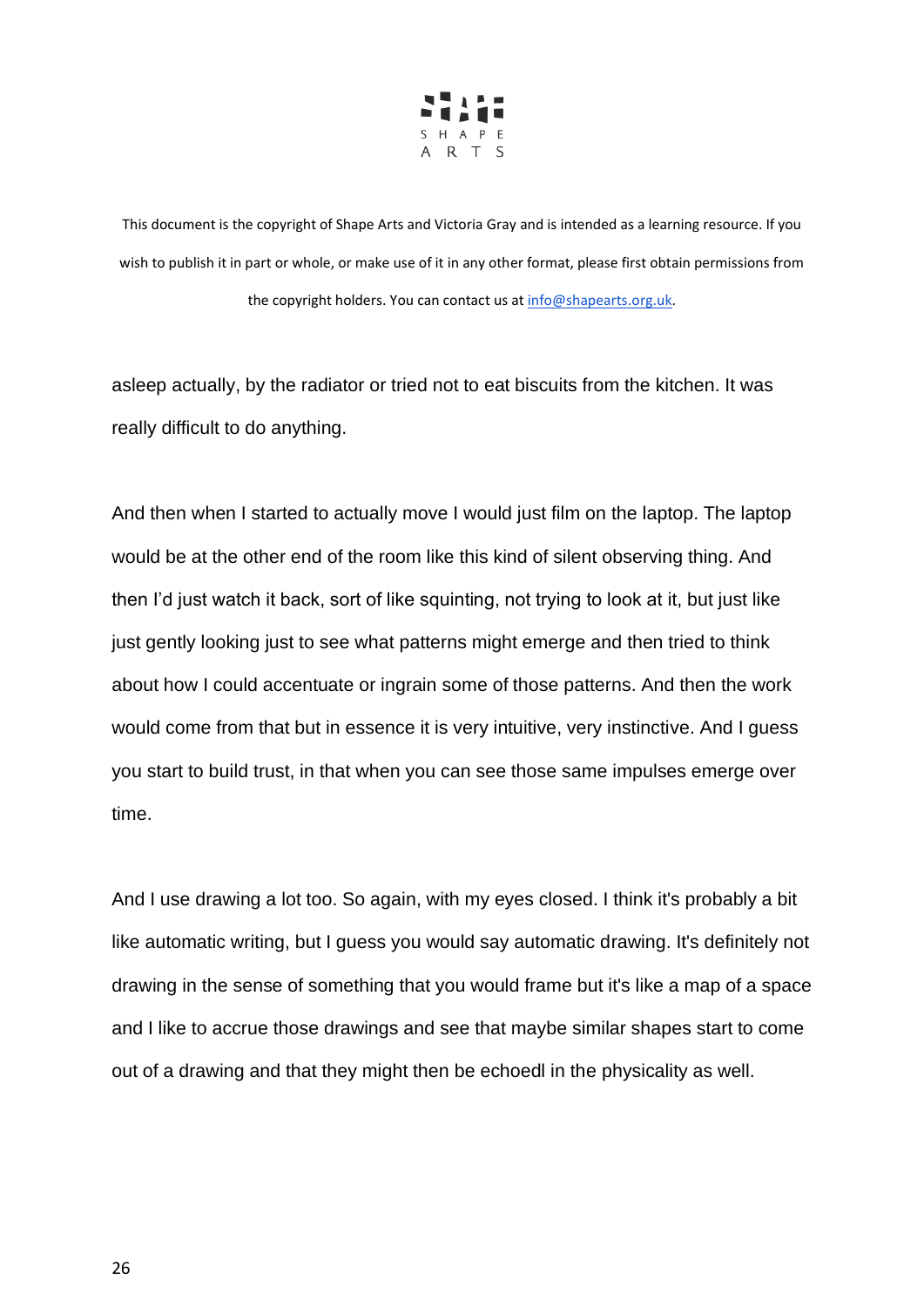This document is the copyright of Shape Arts and Victoria Gray and is intended as a learning resource. If you wish to publish it in part or whole, or make use of it in any other format, please first obtain permissions from the copyright holders. You can contact us at info@shapearts.org.uk.

asleep actually, by the radiator or tried not to eat biscuits from the kitchen. It was really difficult to do anything.

And then when I started to actually move I would just film on the laptop. The laptop would be at the other end of the room like this kind of silent observing thing. And then I'd just watch it back, sort of like squinting, not trying to look at it, but just like just gently looking just to see what patterns might emerge and then tried to think about how I could accentuate or ingrain some of those patterns. And then the work would come from that but in essence it is very intuitive, very instinctive. And I guess you start to build trust, in that when you can see those same impulses emerge over time.

And I use drawing a lot too. So again, with my eyes closed. I think it's probably a bit like automatic writing, but I guess you would say automatic drawing. It's definitely not drawing in the sense of something that you would frame but it's like a map of a space and I like to accrue those drawings and see that maybe similar shapes start to come out of a drawing and that they might then be echoedl in the physicality as well.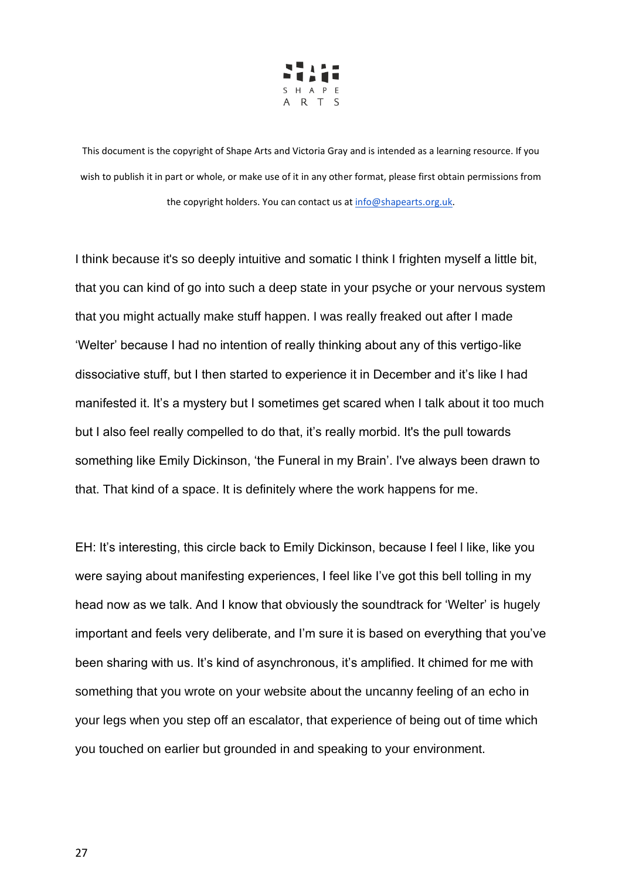This document is the copyright of Shape Arts and Victoria Gray and is intended as a learning resource. If you wish to publish it in part or whole, or make use of it in any other format, please first obtain permissions from the copyright holders. You can contact us at info@shapearts.org.uk.

I think because it's so deeply intuitive and somatic I think I frighten myself a little bit, that you can kind of go into such a deep state in your psyche or your nervous system that you might actually make stuff happen. I was really freaked out after I made 'Welter' because I had no intention of really thinking about any of this vertigo-like dissociative stuff, but I then started to experience it in December and it's like I had manifested it. It's a mystery but I sometimes get scared when I talk about it too much but I also feel really compelled to do that, it's really morbid. It's the pull towards something like Emily Dickinson, 'the Funeral in my Brain'. I've always been drawn to that. That kind of a space. It is definitely where the work happens for me.

EH: It's interesting, this circle back to Emily Dickinson, because I feel I like, like you were saying about manifesting experiences, I feel like I've got this bell tolling in my head now as we talk. And I know that obviously the soundtrack for 'Welter' is hugely important and feels very deliberate, and I'm sure it is based on everything that you've been sharing with us. It's kind of asynchronous, it's amplified. It chimed for me with something that you wrote on your website about the uncanny feeling of an echo in your legs when you step off an escalator, that experience of being out of time which you touched on earlier but grounded in and speaking to your environment.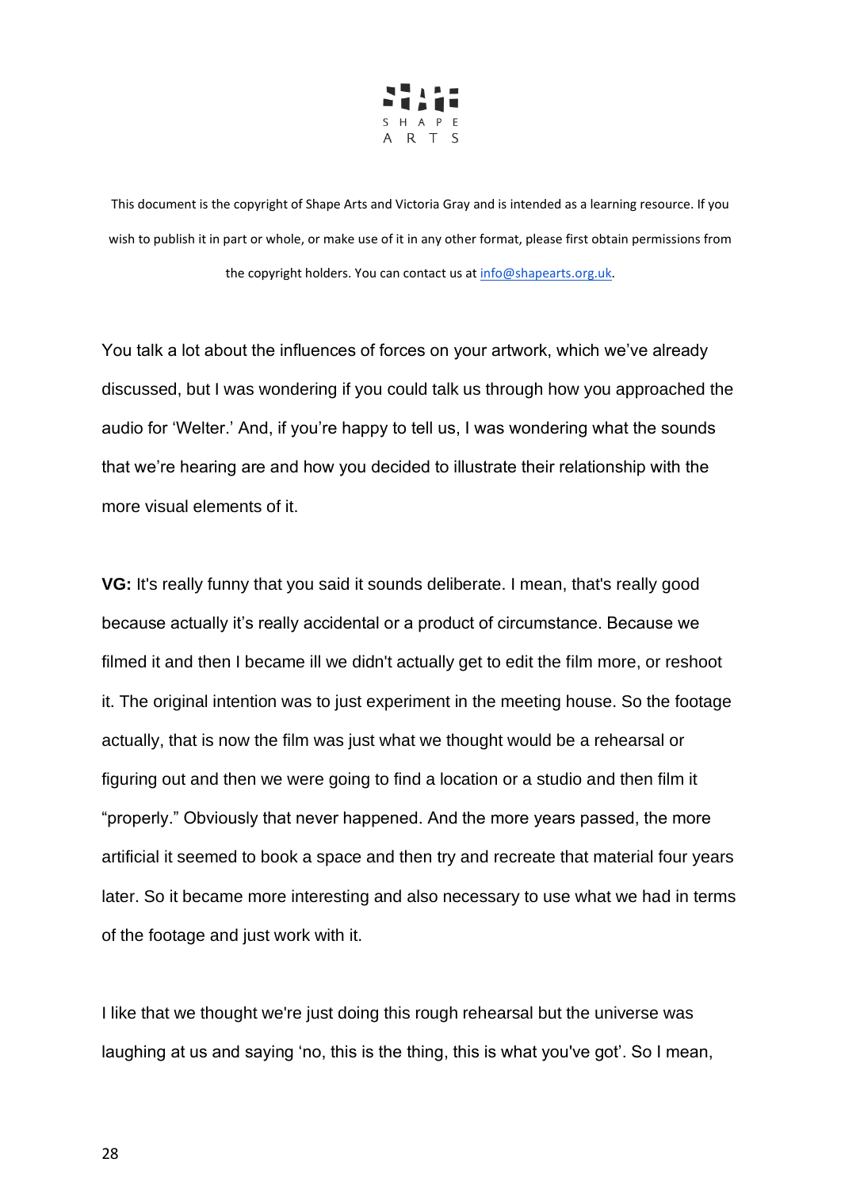This document is the copyright of Shape Arts and Victoria Gray and is intended as a learning resource. If you wish to publish it in part or whole, or make use of it in any other format, please first obtain permissions from the copyright holders. You can contact us at info@shapearts.org.uk.

You talk a lot about the influences of forces on your artwork, which we've already discussed, but I was wondering if you could talk us through how you approached the audio for 'Welter.' And, if you're happy to tell us, I was wondering what the sounds that we're hearing are and how you decided to illustrate their relationship with the more visual elements of it.

**VG:** It's really funny that you said it sounds deliberate. I mean, that's really good because actually it's really accidental or a product of circumstance. Because we filmed it and then I became ill we didn't actually get to edit the film more, or reshoot it. The original intention was to just experiment in the meeting house. So the footage actually, that is now the film was just what we thought would be a rehearsal or figuring out and then we were going to find a location or a studio and then film it "properly." Obviously that never happened. And the more years passed, the more artificial it seemed to book a space and then try and recreate that material four years later. So it became more interesting and also necessary to use what we had in terms of the footage and just work with it.

I like that we thought we're just doing this rough rehearsal but the universe was laughing at us and saying 'no, this is the thing, this is what you've got'. So I mean,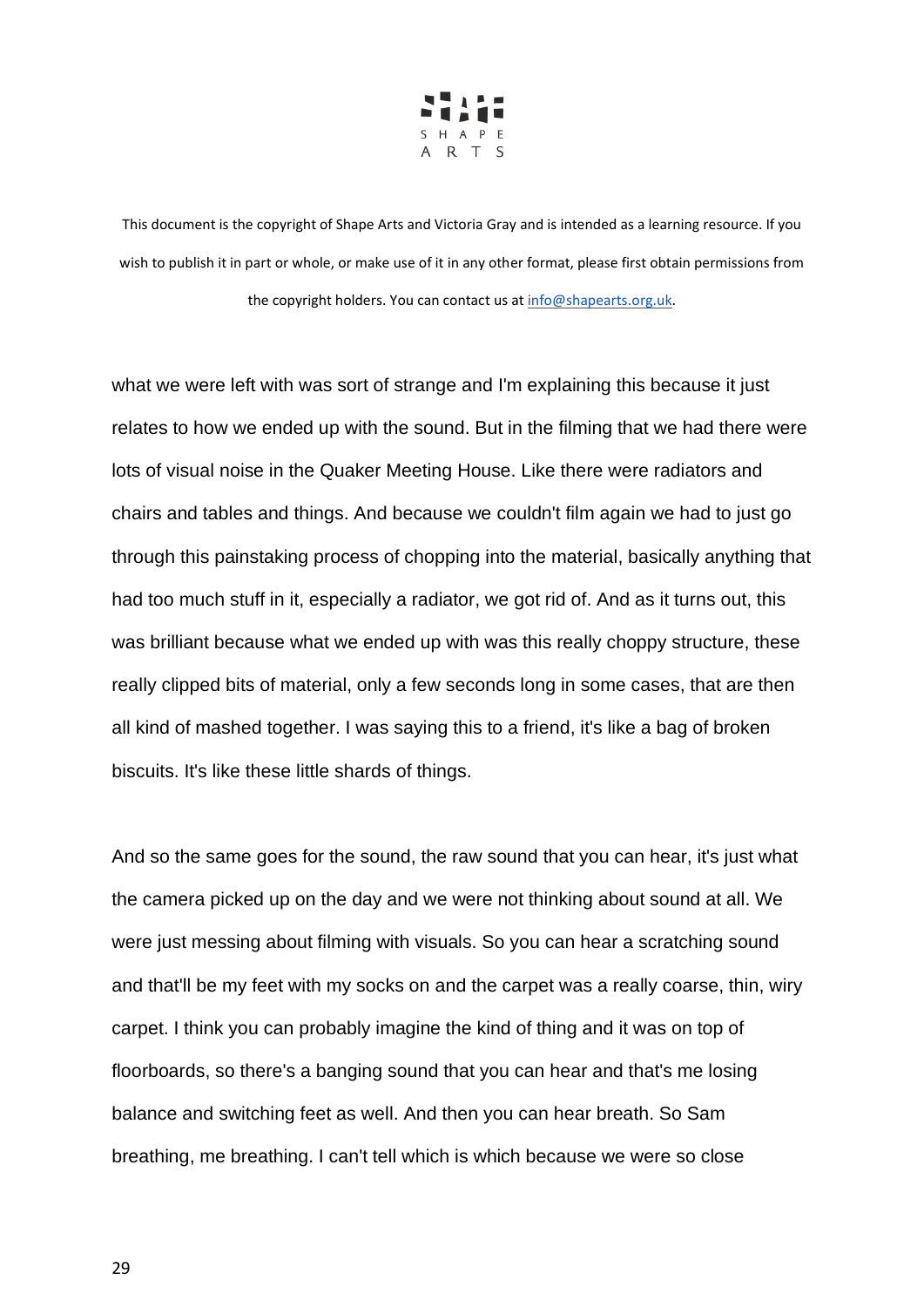This document is the copyright of Shape Arts and Victoria Gray and is intended as a learning resource. If you wish to publish it in part or whole, or make use of it in any other format, please first obtain permissions from the copyright holders. You can contact us at info@shapearts.org.uk.

what we were left with was sort of strange and I'm explaining this because it just relates to how we ended up with the sound. But in the filming that we had there were lots of visual noise in the Quaker Meeting House. Like there were radiators and chairs and tables and things. And because we couldn't film again we had to just go through this painstaking process of chopping into the material, basically anything that had too much stuff in it, especially a radiator, we got rid of. And as it turns out, this was brilliant because what we ended up with was this really choppy structure, these really clipped bits of material, only a few seconds long in some cases, that are then all kind of mashed together. I was saying this to a friend, it's like a bag of broken biscuits. It's like these little shards of things.

And so the same goes for the sound, the raw sound that you can hear, it's just what the camera picked up on the day and we were not thinking about sound at all. We were just messing about filming with visuals. So you can hear a scratching sound and that'll be my feet with my socks on and the carpet was a really coarse, thin, wiry carpet. I think you can probably imagine the kind of thing and it was on top of floorboards, so there's a banging sound that you can hear and that's me losing balance and switching feet as well. And then you can hear breath. So Sam breathing, me breathing. I can't tell which is which because we were so close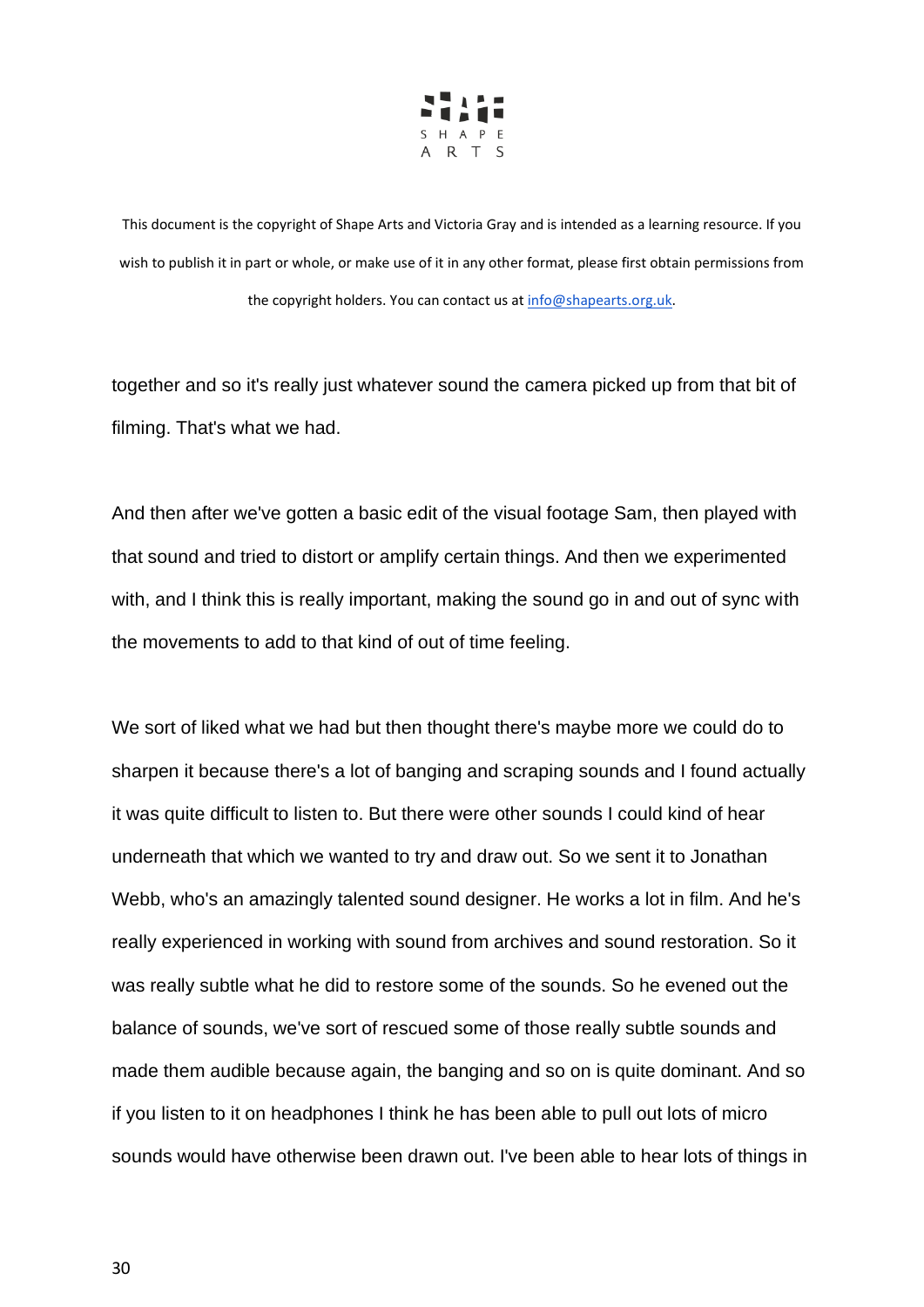This document is the copyright of Shape Arts and Victoria Gray and is intended as a learning resource. If you wish to publish it in part or whole, or make use of it in any other format, please first obtain permissions from the copyright holders. You can contact us at info@shapearts.org.uk.

together and so it's really just whatever sound the camera picked up from that bit of filming. That's what we had.

And then after we've gotten a basic edit of the visual footage Sam, then played with that sound and tried to distort or amplify certain things. And then we experimented with, and I think this is really important, making the sound go in and out of sync with the movements to add to that kind of out of time feeling.

We sort of liked what we had but then thought there's maybe more we could do to sharpen it because there's a lot of banging and scraping sounds and I found actually it was quite difficult to listen to. But there were other sounds I could kind of hear underneath that which we wanted to try and draw out. So we sent it to Jonathan Webb, who's an amazingly talented sound designer. He works a lot in film. And he's really experienced in working with sound from archives and sound restoration. So it was really subtle what he did to restore some of the sounds. So he evened out the balance of sounds, we've sort of rescued some of those really subtle sounds and made them audible because again, the banging and so on is quite dominant. And so if you listen to it on headphones I think he has been able to pull out lots of micro sounds would have otherwise been drawn out. I've been able to hear lots of things in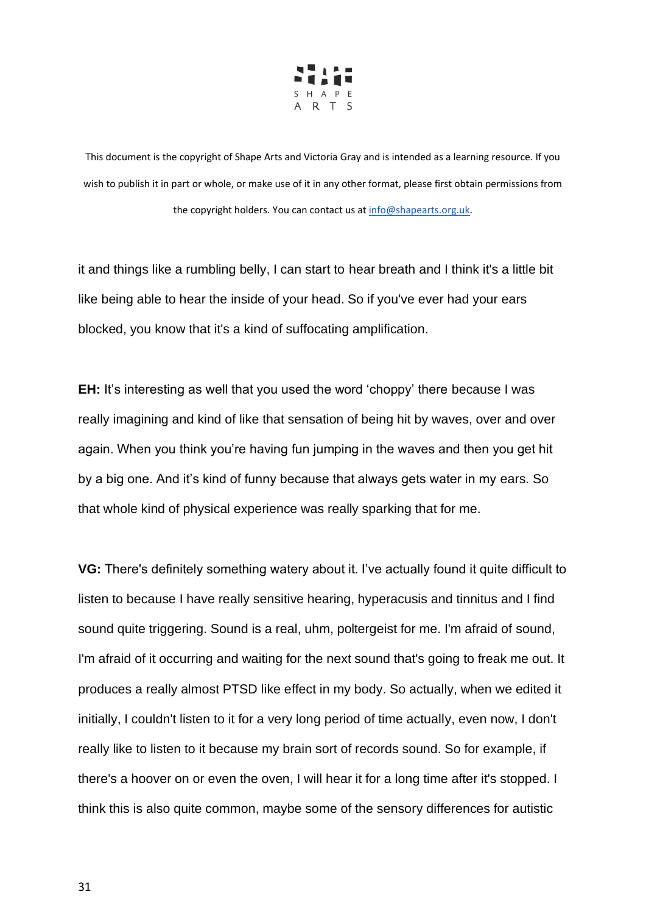This document is the copyright of Shape Arts and Victoria Gray and is intended as a learning resource. If you wish to publish it in part or whole, or make use of it in any other format, please first obtain permissions from the copyright holders. You can contact us at info@shapearts.org.uk.

it and things like a rumbling belly, I can start to hear breath and I think it's a little bit like being able to hear the inside of your head. So if you've ever had your ears blocked, you know that it's a kind of suffocating amplification.

**EH:** It's interesting as well that you used the word 'choppy' there because I was really imagining and kind of like that sensation of being hit by waves, over and over again. When you think you're having fun jumping in the waves and then you get hit by a big one. And it's kind of funny because that always gets water in my ears. So that whole kind of physical experience was really sparking that for me.

**VG:** There's definitely something watery about it. I've actually found it quite difficult to listen to because I have really sensitive hearing, hyperacusis and tinnitus and I find sound quite triggering. Sound is a real, uhm, poltergeist for me. I'm afraid of sound, I'm afraid of it occurring and waiting for the next sound that's going to freak me out. It produces a really almost PTSD like effect in my body. So actually, when we edited it initially, I couldn't listen to it for a very long period of time actually, even now, I don't really like to listen to it because my brain sort of records sound. So for example, if there's a hoover on or even the oven, I will hear it for a long time after it's stopped. I think this is also quite common, maybe some of the sensory differences for autistic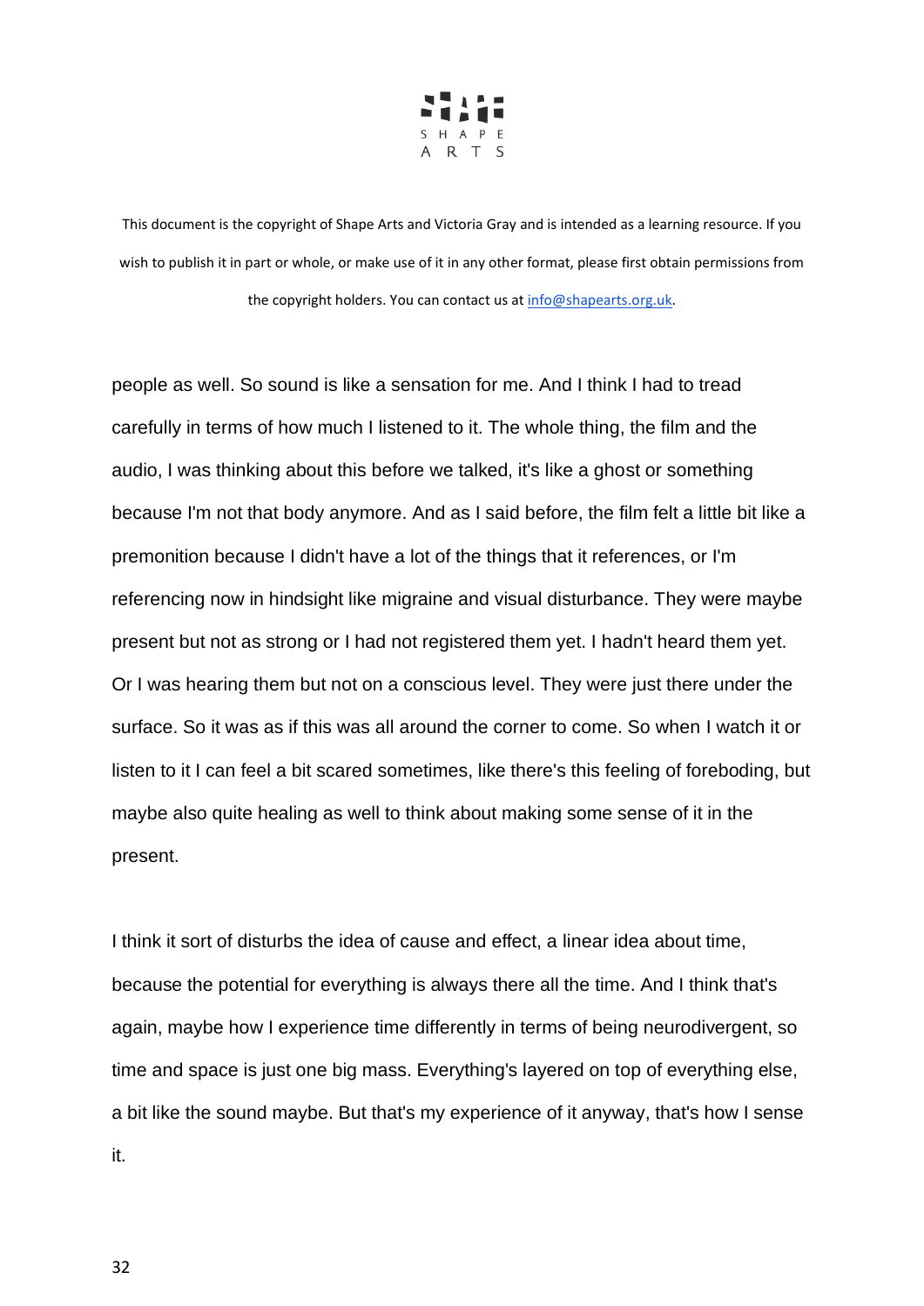This document is the copyright of Shape Arts and Victoria Gray and is intended as a learning resource. If you wish to publish it in part or whole, or make use of it in any other format, please first obtain permissions from the copyright holders. You can contact us at info@shapearts.org.uk.

people as well. So sound is like a sensation for me. And I think I had to tread carefully in terms of how much I listened to it. The whole thing, the film and the audio, I was thinking about this before we talked, it's like a ghost or something because I'm not that body anymore. And as I said before, the film felt a little bit like a premonition because I didn't have a lot of the things that it references, or I'm referencing now in hindsight like migraine and visual disturbance. They were maybe present but not as strong or I had not registered them yet. I hadn't heard them yet. Or I was hearing them but not on a conscious level. They were just there under the surface. So it was as if this was all around the corner to come. So when I watch it or listen to it I can feel a bit scared sometimes, like there's this feeling of foreboding, but maybe also quite healing as well to think about making some sense of it in the present.

I think it sort of disturbs the idea of cause and effect, a linear idea about time, because the potential for everything is always there all the time. And I think that's again, maybe how I experience time differently in terms of being neurodivergent, so time and space is just one big mass. Everything's layered on top of everything else, a bit like the sound maybe. But that's my experience of it anyway, that's how I sense it.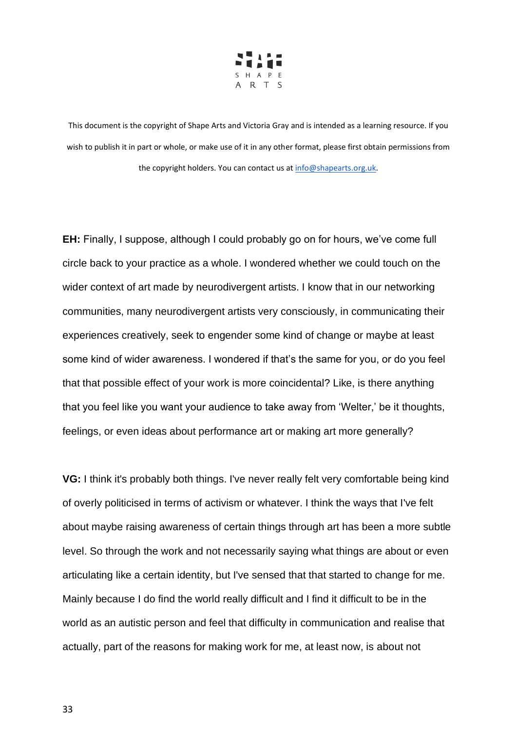This document is the copyright of Shape Arts and Victoria Gray and is intended as a learning resource. If you wish to publish it in part or whole, or make use of it in any other format, please first obtain permissions from the copyright holders. You can contact us at info@shapearts.org.uk.

**EH:** Finally, I suppose, although I could probably go on for hours, we've come full circle back to your practice as a whole. I wondered whether we could touch on the wider context of art made by neurodivergent artists. I know that in our networking communities, many neurodivergent artists very consciously, in communicating their experiences creatively, seek to engender some kind of change or maybe at least some kind of wider awareness. I wondered if that's the same for you, or do you feel that that possible effect of your work is more coincidental? Like, is there anything that you feel like you want your audience to take away from 'Welter,' be it thoughts, feelings, or even ideas about performance art or making art more generally?

**VG:** I think it's probably both things. I've never really felt very comfortable being kind of overly politicised in terms of activism or whatever. I think the ways that I've felt about maybe raising awareness of certain things through art has been a more subtle level. So through the work and not necessarily saying what things are about or even articulating like a certain identity, but I've sensed that that started to change for me. Mainly because I do find the world really difficult and I find it difficult to be in the world as an autistic person and feel that difficulty in communication and realise that actually, part of the reasons for making work for me, at least now, is about not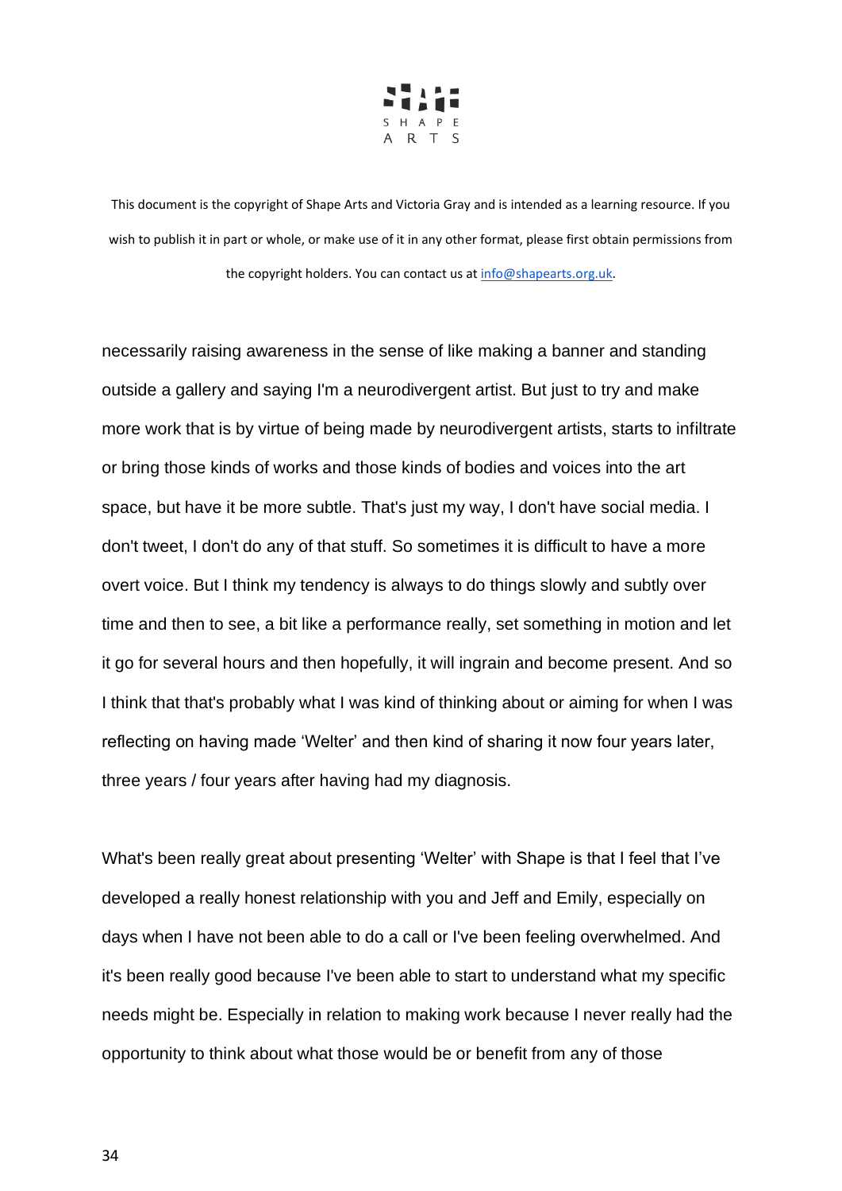This document is the copyright of Shape Arts and Victoria Gray and is intended as a learning resource. If you wish to publish it in part or whole, or make use of it in any other format, please first obtain permissions from the copyright holders. You can contact us at info@shapearts.org.uk.

necessarily raising awareness in the sense of like making a banner and standing outside a gallery and saying I'm a neurodivergent artist. But just to try and make more work that is by virtue of being made by neurodivergent artists, starts to infiltrate or bring those kinds of works and those kinds of bodies and voices into the art space, but have it be more subtle. That's just my way, I don't have social media. I don't tweet, I don't do any of that stuff. So sometimes it is difficult to have a more overt voice. But I think my tendency is always to do things slowly and subtly over time and then to see, a bit like a performance really, set something in motion and let it go for several hours and then hopefully, it will ingrain and become present. And so I think that that's probably what I was kind of thinking about or aiming for when I was reflecting on having made 'Welter' and then kind of sharing it now four years later, three years / four years after having had my diagnosis.

What's been really great about presenting 'Welter' with Shape is that I feel that I've developed a really honest relationship with you and Jeff and Emily, especially on days when I have not been able to do a call or I've been feeling overwhelmed. And it's been really good because I've been able to start to understand what my specific needs might be. Especially in relation to making work because I never really had the opportunity to think about what those would be or benefit from any of those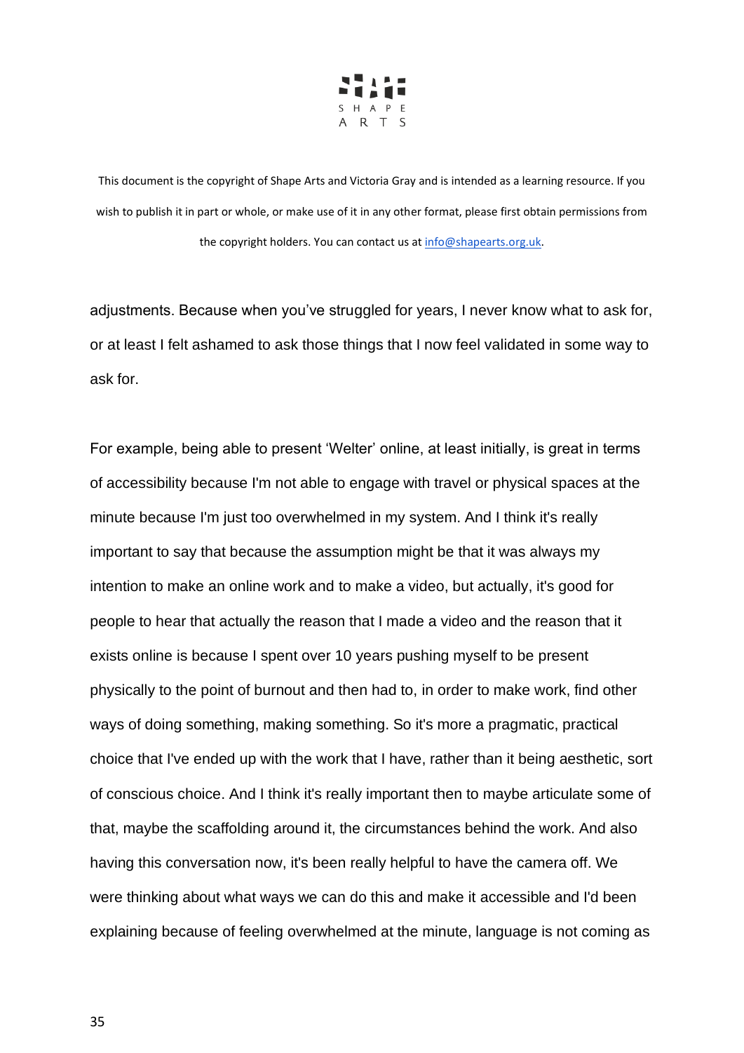adjustments. Because when you've struggled for years, I never know what to ask for, or at least I felt ashamed to ask those things that I now feel validated in some way to ask for.

For example, being able to present 'Welter' online, at least initially, is great in terms of accessibility because I'm not able to engage with travel or physical spaces at the minute because I'm just too overwhelmed in my system. And I think it's really important to say that because the assumption might be that it was always my intention to make an online work and to make a video, but actually, it's good for people to hear that actually the reason that I made a video and the reason that it exists online is because I spent over 10 years pushing myself to be present physically to the point of burnout and then had to, in order to make work, find other ways of doing something, making something. So it's more a pragmatic, practical choice that I've ended up with the work that I have, rather than it being aesthetic, sort of conscious choice. And I think it's really important then to maybe articulate some of that, maybe the scaffolding around it, the circumstances behind the work. And also having this conversation now, it's been really helpful to have the camera off. We were thinking about what ways we can do this and make it accessible and I'd been explaining because of feeling overwhelmed at the minute, language is not coming as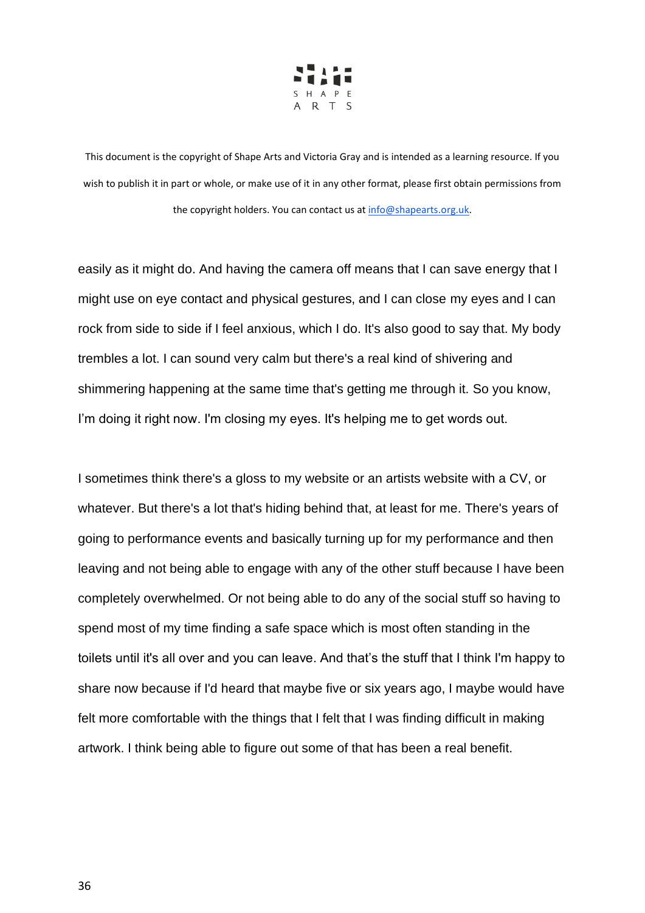easily as it might do. And having the camera off means that I can save energy that I might use on eye contact and physical gestures, and I can close my eyes and I can rock from side to side if I feel anxious, which I do. It's also good to say that. My body trembles a lot. I can sound very calm but there's a real kind of shivering and shimmering happening at the same time that's getting me through it. So you know, I'm doing it right now. I'm closing my eyes. It's helping me to get words out.

I sometimes think there's a gloss to my website or an artists website with a CV, or whatever. But there's a lot that's hiding behind that, at least for me. There's years of going to performance events and basically turning up for my performance and then leaving and not being able to engage with any of the other stuff because I have been completely overwhelmed. Or not being able to do any of the social stuff so having to spend most of my time finding a safe space which is most often standing in the toilets until it's all over and you can leave. And that's the stuff that I think I'm happy to share now because if I'd heard that maybe five or six years ago, I maybe would have felt more comfortable with the things that I felt that I was finding difficult in making artwork. I think being able to figure out some of that has been a real benefit.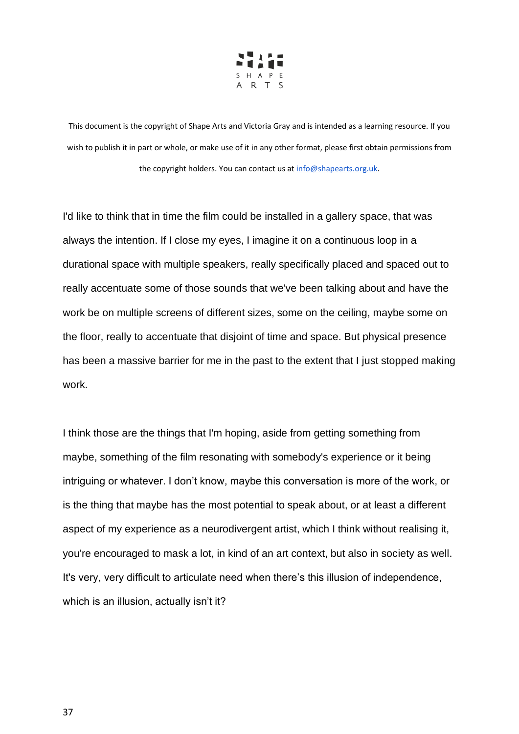This document is the copyright of Shape Arts and Victoria Gray and is intended as a learning resource. If you wish to publish it in part or whole, or make use of it in any other format, please first obtain permissions from the copyright holders. You can contact us at info@shapearts.org.uk.

I'd like to think that in time the film could be installed in a gallery space, that was always the intention. If I close my eyes, I imagine it on a continuous loop in a durational space with multiple speakers, really specifically placed and spaced out to really accentuate some of those sounds that we've been talking about and have the work be on multiple screens of different sizes, some on the ceiling, maybe some on the floor, really to accentuate that disjoint of time and space. But physical presence has been a massive barrier for me in the past to the extent that I just stopped making work.

I think those are the things that I'm hoping, aside from getting something from maybe, something of the film resonating with somebody's experience or it being intriguing or whatever. I don't know, maybe this conversation is more of the work, or is the thing that maybe has the most potential to speak about, or at least a different aspect of my experience as a neurodivergent artist, which I think without realising it, you're encouraged to mask a lot, in kind of an art context, but also in society as well. It's very, very difficult to articulate need when there's this illusion of independence, which is an illusion, actually isn't it?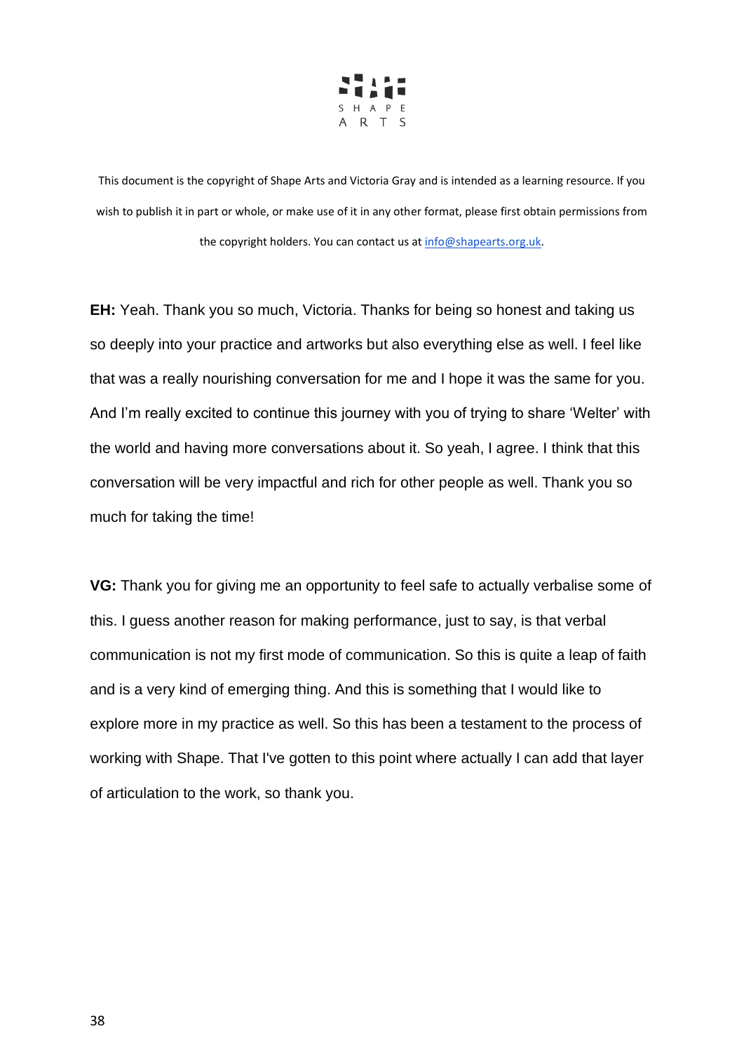This document is the copyright of Shape Arts and Victoria Gray and is intended as a learning resource. If you wish to publish it in part or whole, or make use of it in any other format, please first obtain permissions from the copyright holders. You can contact us at info@shapearts.org.uk.

**EH:** Yeah. Thank you so much, Victoria. Thanks for being so honest and taking us so deeply into your practice and artworks but also everything else as well. I feel like that was a really nourishing conversation for me and I hope it was the same for you. And I'm really excited to continue this journey with you of trying to share 'Welter' with the world and having more conversations about it. So yeah, I agree. I think that this conversation will be very impactful and rich for other people as well. Thank you so much for taking the time!

**VG:** Thank you for giving me an opportunity to feel safe to actually verbalise some of this. I guess another reason for making performance, just to say, is that verbal communication is not my first mode of communication. So this is quite a leap of faith and is a very kind of emerging thing. And this is something that I would like to explore more in my practice as well. So this has been a testament to the process of working with Shape. That I've gotten to this point where actually I can add that layer of articulation to the work, so thank you.